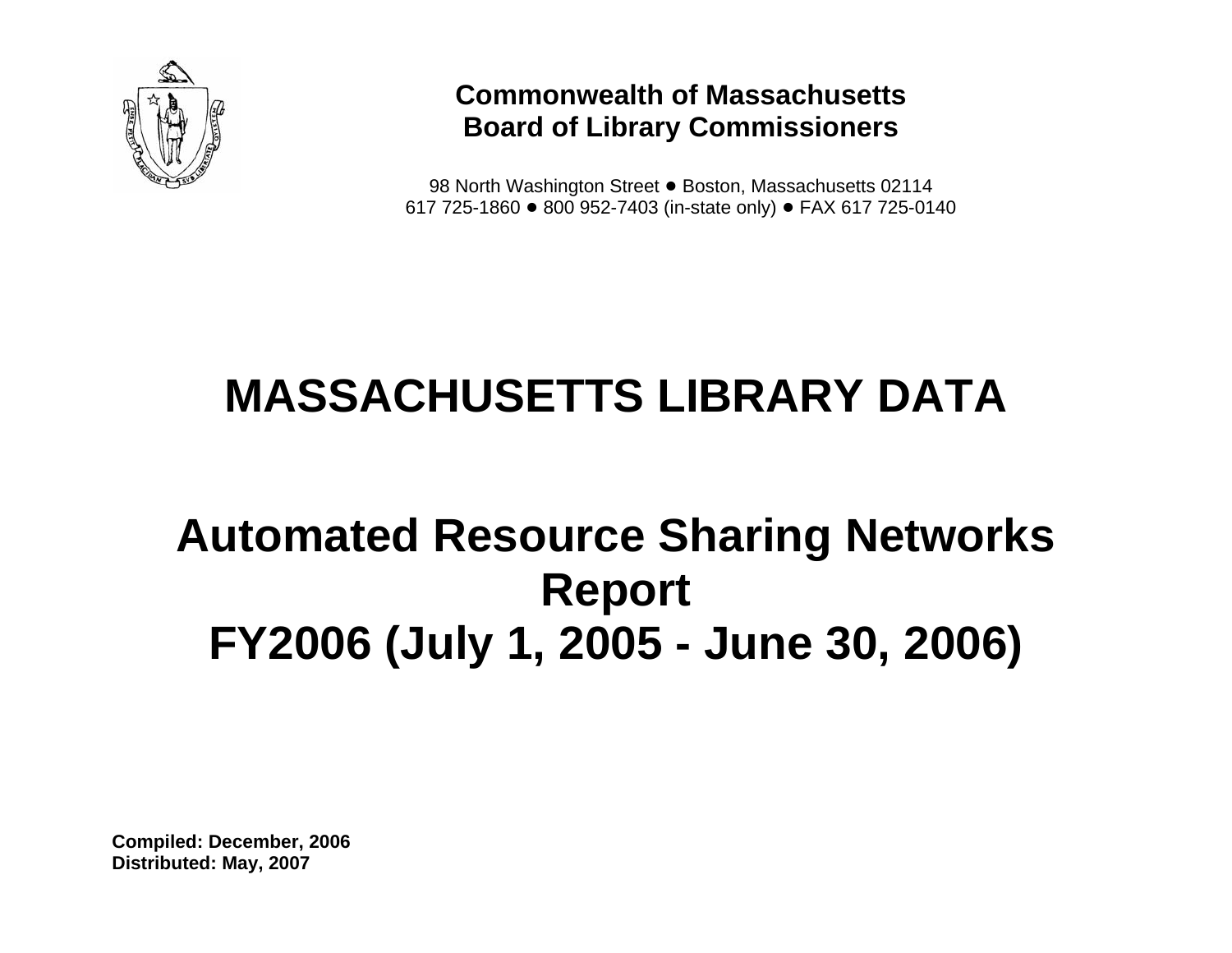**Commonwealth of Massachusetts**
**Board of Library Commissioners**

98 North Washington Street ● Boston, Massachusetts 02114
617 725-1860 ● 800 952-7403 (in-state only) ● FAX 617 725-0140

# MASSACHUSETTS LIBRARY DATA

# Automated Resource Sharing Networks Report
# FY2006 (July 1, 2005 - June 30, 2006)

**Compiled: December, 2006**
**Distributed: May, 2007**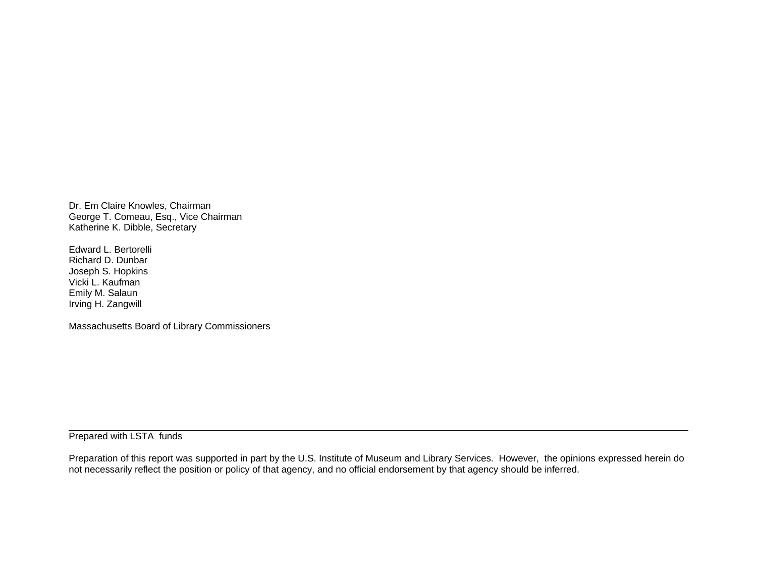Dr. Em Claire Knowles, Chairman  
George T. Comeau, Esq., Vice Chairman  
Katherine K. Dibble, Secretary

Edward L. Bertorelli  
Richard D. Dunbar  
Joseph S. Hopkins  
Vicki L. Kaufman  
Emily M. Salaun  
Irving H. Zangwill

Massachusetts Board of Library Commissioners

---

Prepared with LSTA funds

Preparation of this report was supported in part by the U.S. Institute of Museum and Library Services. However, the opinions expressed herein do not necessarily reflect the position or policy of that agency, and no official endorsement by that agency should be inferred.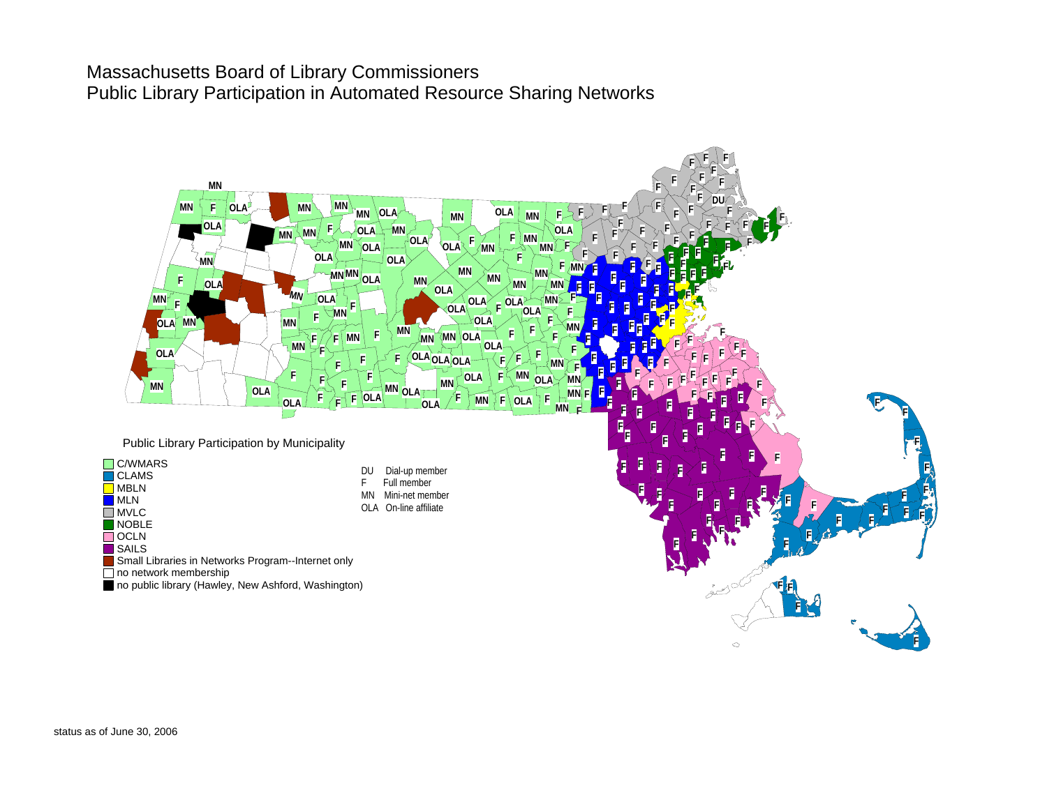# Massachusetts Board of Library Commissioners
# Public Library Participation in Automated Resource Sharing Networks

Public Library Participation by Municipality

- C/WMARS
- CLAMS
- MBLN
- MLN
- MVLC
- NOBLE
- OCLN
- SAILS
- Small Libraries in Networks Program--Internet only
- no network membership
- no public library (Hawley, New Ashford, Washington)

DU Dial-up member
F Full member
MN Mini-net member
OLA On-line affiliate

status as of June 30, 2006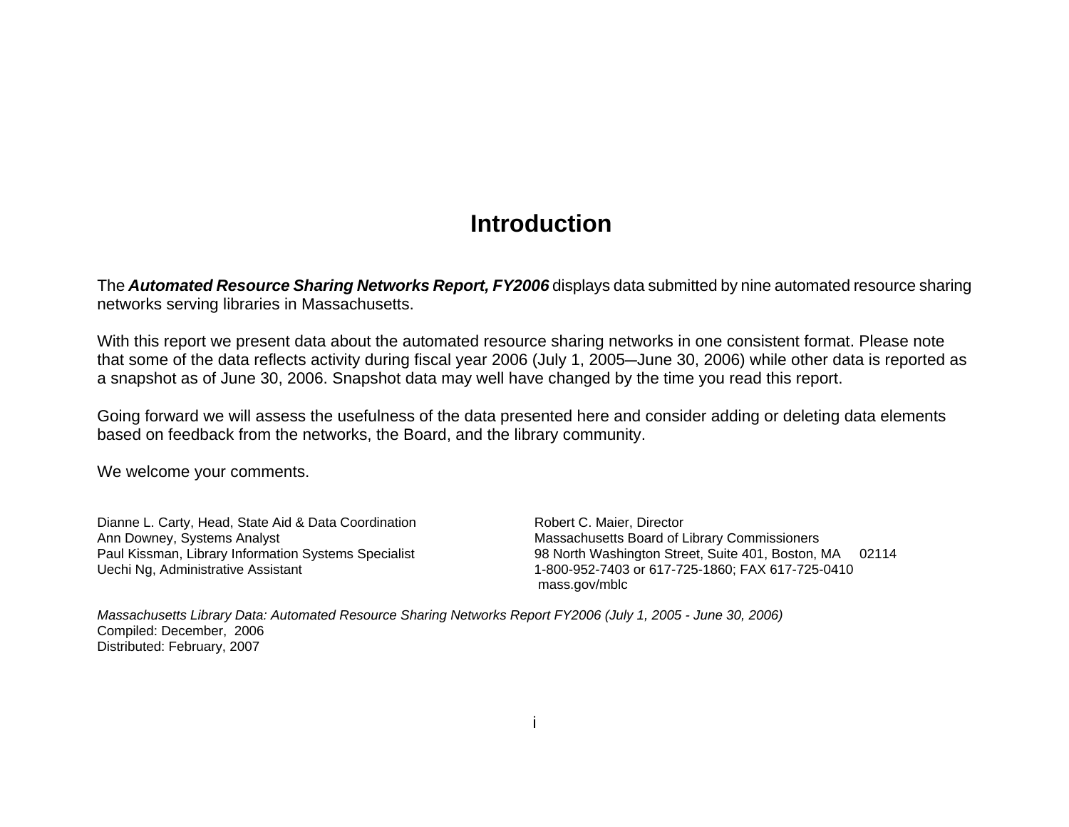# Introduction

The ***Automated Resource Sharing Networks Report, FY2006*** displays data submitted by nine automated resource sharing networks serving libraries in Massachusetts.

With this report we present data about the automated resource sharing networks in one consistent format. Please note that some of the data reflects activity during fiscal year 2006 (July 1, 2005—June 30, 2006) while other data is reported as a snapshot as of June 30, 2006. Snapshot data may well have changed by the time you read this report.

Going forward we will assess the usefulness of the data presented here and consider adding or deleting data elements based on feedback from the networks, the Board, and the library community.

We welcome your comments.

Dianne L. Carty, Head, State Aid & Data Coordination
Ann Downey, Systems Analyst
Paul Kissman, Library Information Systems Specialist
Uechi Ng, Administrative Assistant

Robert C. Maier, Director
Massachusetts Board of Library Commissioners
98 North Washington Street, Suite 401, Boston, MA 02114
1-800-952-7403 or 617-725-1860; FAX 617-725-0410
mass.gov/mblc

*Massachusetts Library Data: Automated Resource Sharing Networks Report FY2006 (July 1, 2005 - June 30, 2006)*
Compiled: December, 2006
Distributed: February, 2007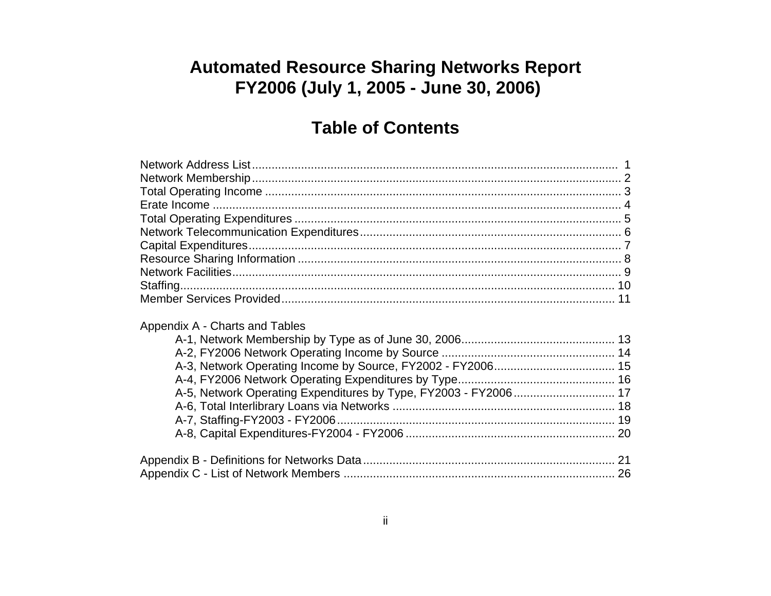# Automated Resource Sharing Networks Report
# FY2006 (July 1, 2005 - June 30, 2006)

## Table of Contents

Network Address List .................................................. 1
Network Membership .................................................. 2
Total Operating Income .................................................. 3
Erate Income .................................................. 4
Total Operating Expenditures .................................................. 5
Network Telecommunication Expenditures .................................................. 6
Capital Expenditures .................................................. 7
Resource Sharing Information .................................................. 8
Network Facilities .................................................. 9
Staffing .................................................. 10
Member Services Provided .................................................. 11

Appendix A - Charts and Tables
- A-1, Network Membership by Type as of June 30, 2006 .................................................. 13
- A-2, FY2006 Network Operating Income by Source .................................................. 14
- A-3, Network Operating Income by Source, FY2002 - FY2006 .................................................. 15
- A-4, FY2006 Network Operating Expenditures by Type .................................................. 16
- A-5, Network Operating Expenditures by Type, FY2003 - FY2006 .................................................. 17
- A-6, Total Interlibrary Loans via Networks .................................................. 18
- A-7, Staffing-FY2003 - FY2006 .................................................. 19
- A-8, Capital Expenditures-FY2004 - FY2006 .................................................. 20

Appendix B - Definitions for Networks Data .................................................. 21
Appendix C - List of Network Members .................................................. 26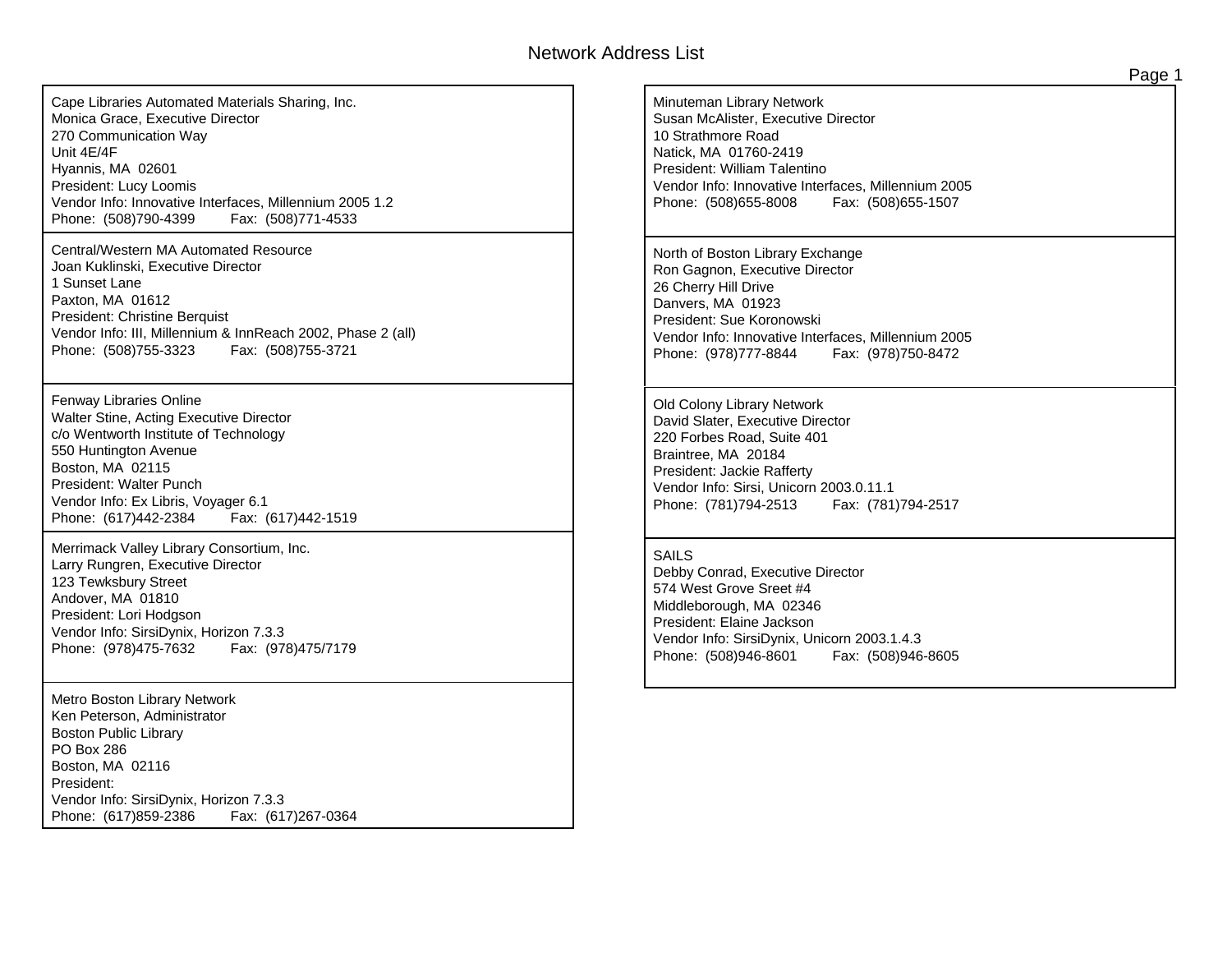# Network Address List

Cape Libraries Automated Materials Sharing, Inc.
Monica Grace, Executive Director
270 Communication Way
Unit 4E/4F
Hyannis, MA 02601
President: Lucy Loomis
Vendor Info: Innovative Interfaces, Millennium 2005 1.2
Phone: (508)790-4399 Fax: (508)771-4533

Central/Western MA Automated Resource
Joan Kuklinski, Executive Director
1 Sunset Lane
Paxton, MA 01612
President: Christine Berquist
Vendor Info: III, Millennium & InnReach 2002, Phase 2 (all)
Phone: (508)755-3323 Fax: (508)755-3721

Fenway Libraries Online
Walter Stine, Acting Executive Director
c/o Wentworth Institute of Technology
550 Huntington Avenue
Boston, MA 02115
President: Walter Punch
Vendor Info: Ex Libris, Voyager 6.1
Phone: (617)442-2384 Fax: (617)442-1519

Merrimack Valley Library Consortium, Inc.
Larry Rungren, Executive Director
123 Tewksbury Street
Andover, MA 01810
President: Lori Hodgson
Vendor Info: SirsiDynix, Horizon 7.3.3
Phone: (978)475-7632 Fax: (978)475/7179

Metro Boston Library Network
Ken Peterson, Administrator
Boston Public Library
PO Box 286
Boston, MA 02116
President:
Vendor Info: SirsiDynix, Horizon 7.3.3
Phone: (617)859-2386 Fax: (617)267-0364

Minuteman Library Network
Susan McAlister, Executive Director
10 Strathmore Road
Natick, MA 01760-2419
President: William Talentino
Vendor Info: Innovative Interfaces, Millennium 2005
Phone: (508)655-8008 Fax: (508)655-1507

North of Boston Library Exchange
Ron Gagnon, Executive Director
26 Cherry Hill Drive
Danvers, MA 01923
President: Sue Koronowski
Vendor Info: Innovative Interfaces, Millennium 2005
Phone: (978)777-8844 Fax: (978)750-8472

Old Colony Library Network
David Slater, Executive Director
220 Forbes Road, Suite 401
Braintree, MA 20184
President: Jackie Rafferty
Vendor Info: Sirsi, Unicorn 2003.0.11.1
Phone: (781)794-2513 Fax: (781)794-2517

SAILS
Debby Conrad, Executive Director
574 West Grove Sreet #4
Middleborough, MA 02346
President: Elaine Jackson
Vendor Info: SirsiDynix, Unicorn 2003.1.4.3
Phone: (508)946-8601 Fax: (508)946-8605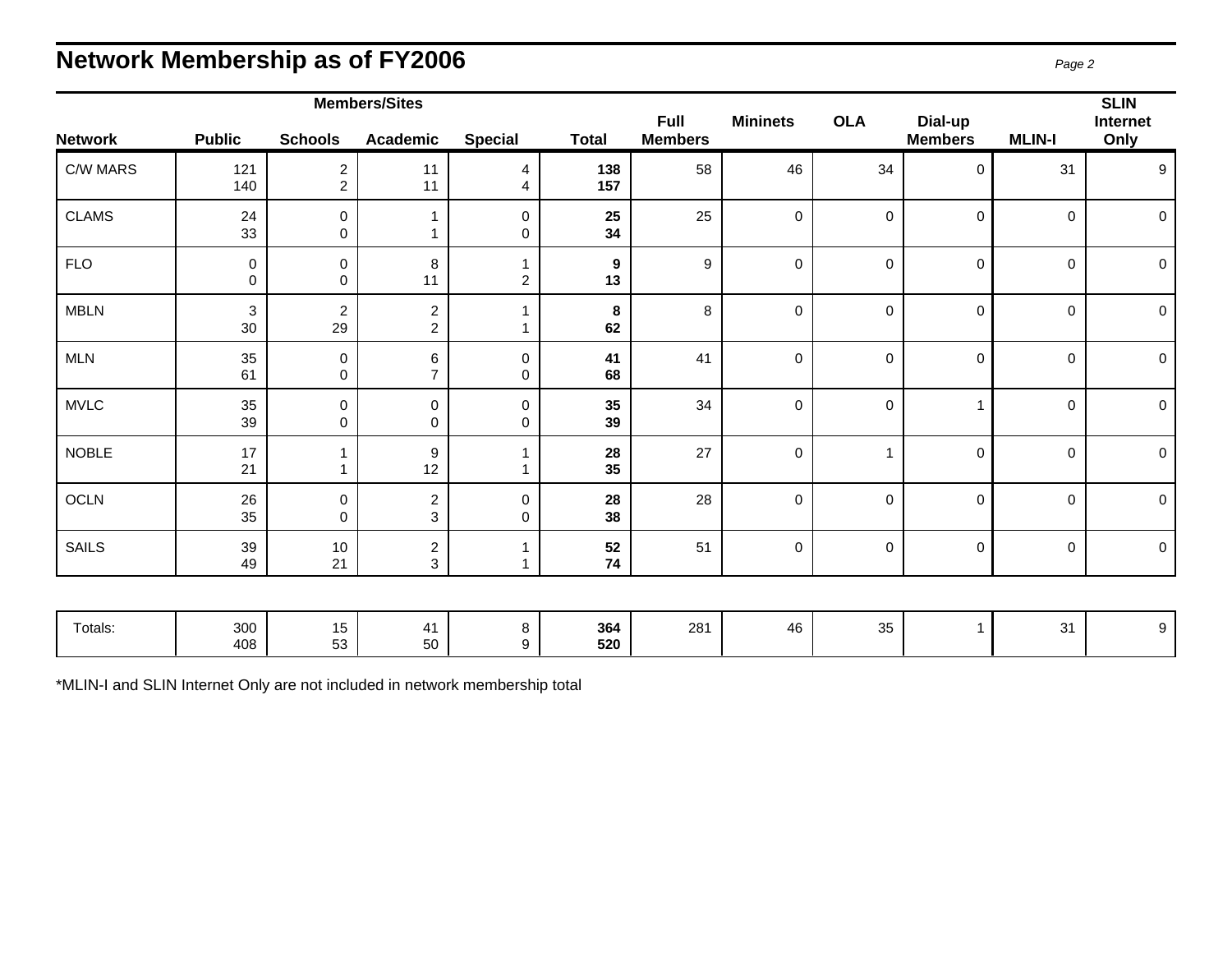# Network Membership as of FY2006

| Network | Members/Sites | | | | | Full Members | Mininets | OLA | Dial-up Members | MLIN-I | SLIN Internet Only |
|---|---|---|---|---|---|---|---|---|---|---|---|
| | Public | Schools | Academic | Special | Total | | | | | | |
| C/W MARS | 121<br>140 | 2<br>2 | 11<br>11 | 4<br>4 | **138**<br>**157** | 58 | 46 | 34 | 0 | 31 | 9 |
| CLAMS | 24<br>33 | 0<br>0 | 1<br>1 | 0<br>0 | **25**<br>**34** | 25 | 0 | 0 | 0 | 0 | 0 |
| FLO | 0<br>0 | 0<br>0 | 8<br>11 | 1<br>2 | **9**<br>**13** | 9 | 0 | 0 | 0 | 0 | 0 |
| MBLN | 3<br>30 | 2<br>29 | 2<br>2 | 1<br>1 | **8**<br>**62** | 8 | 0 | 0 | 0 | 0 | 0 |
| MLN | 35<br>61 | 0<br>0 | 6<br>7 | 0<br>0 | **41**<br>**68** | 41 | 0 | 0 | 0 | 0 | 0 |
| MVLC | 35<br>39 | 0<br>0 | 0<br>0 | 0<br>0 | **35**<br>**39** | 34 | 0 | 0 | 1 | 0 | 0 |
| NOBLE | 17<br>21 | 1<br>1 | 9<br>12 | 1<br>1 | **28**<br>**35** | 27 | 0 | 1 | 0 | 0 | 0 |
| OCLN | 26<br>35 | 0<br>0 | 2<br>3 | 0<br>0 | **28**<br>**38** | 28 | 0 | 0 | 0 | 0 | 0 |
| SAILS | 39<br>49 | 10<br>21 | 2<br>3 | 1<br>1 | **52**<br>**74** | 51 | 0 | 0 | 0 | 0 | 0 |
| Totals: | 300<br>408 | 15<br>53 | 41<br>50 | 8<br>9 | **364**<br>**520** | 281 | 46 | 35 | 1 | 31 | 9 |

*MLIN-I and SLIN Internet Only are not included in network membership total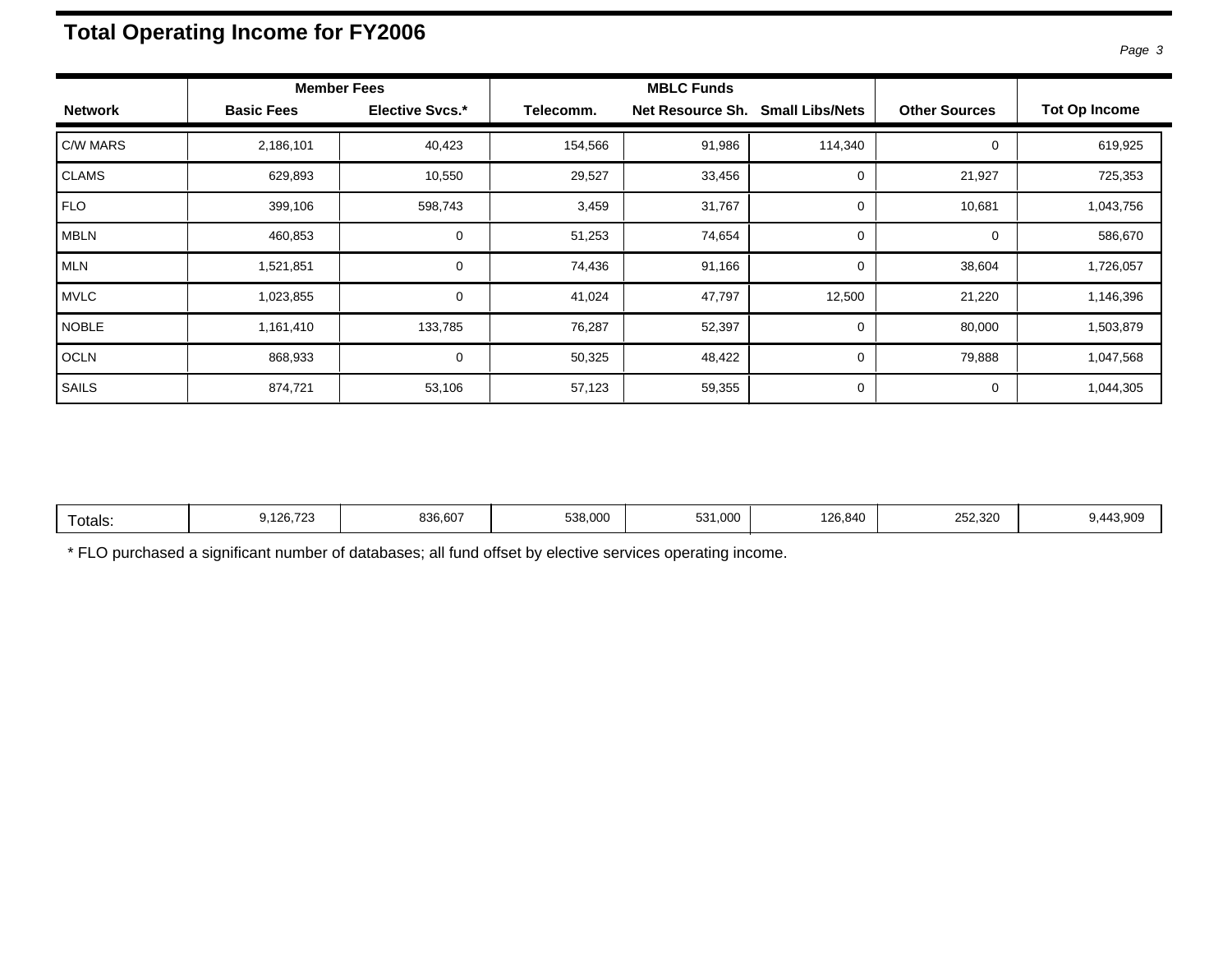# Total Operating Income for FY2006

| Network | Member Fees | | MBLC Funds | | | Other Sources | Tot Op Income |
|---|---|---|---|---|---|---|---|
| | Basic Fees | Elective Svcs.* | Telecomm. | Net Resource Sh. | Small Libs/Nets | | |
| C/W MARS | 2,186,101 | 40,423 | 154,566 | 91,986 | 114,340 | 0 | 619,925 |
| CLAMS | 629,893 | 10,550 | 29,527 | 33,456 | 0 | 21,927 | 725,353 |
| FLO | 399,106 | 598,743 | 3,459 | 31,767 | 0 | 10,681 | 1,043,756 |
| MBLN | 460,853 | 0 | 51,253 | 74,654 | 0 | 0 | 586,670 |
| MLN | 1,521,851 | 0 | 74,436 | 91,166 | 0 | 38,604 | 1,726,057 |
| MVLC | 1,023,855 | 0 | 41,024 | 47,797 | 12,500 | 21,220 | 1,146,396 |
| NOBLE | 1,161,410 | 133,785 | 76,287 | 52,397 | 0 | 80,000 | 1,503,879 |
| OCLN | 868,933 | 0 | 50,325 | 48,422 | 0 | 79,888 | 1,047,568 |
| SAILS | 874,721 | 53,106 | 57,123 | 59,355 | 0 | 0 | 1,044,305 |
| Totals: | 9,126,723 | 836,607 | 538,000 | 531,000 | 126,840 | 252,320 | 9,443,909 |

* FLO purchased a significant number of databases; all fund offset by elective services operating income.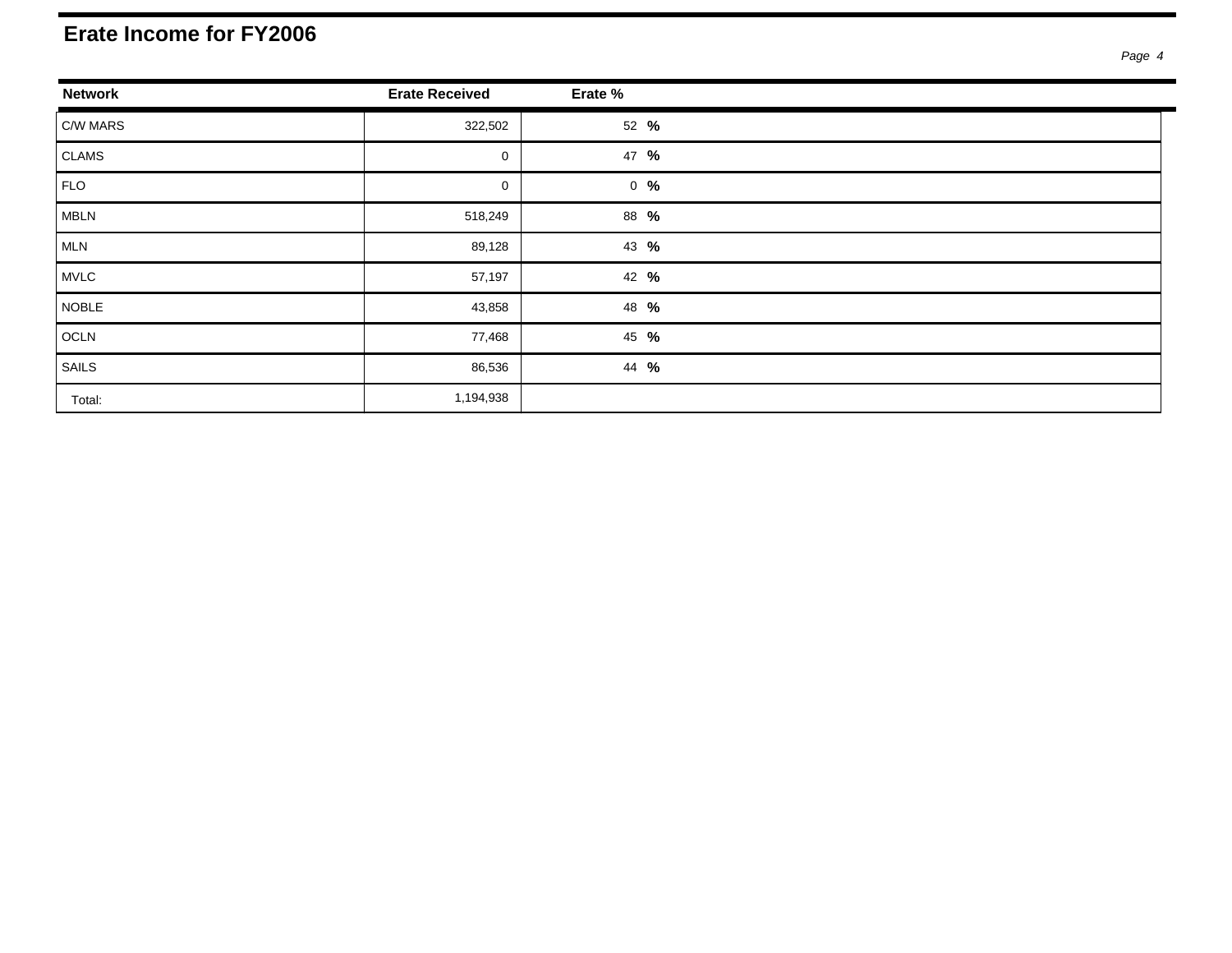# Erate Income for FY2006

| Network | Erate Received | Erate % |
|---|---|---|
| C/W MARS | 322,502 | 52 % |
| CLAMS | 0 | 47 % |
| FLO | 0 | 0 % |
| MBLN | 518,249 | 88 % |
| MLN | 89,128 | 43 % |
| MVLC | 57,197 | 42 % |
| NOBLE | 43,858 | 48 % |
| OCLN | 77,468 | 45 % |
| SAILS | 86,536 | 44 % |
| Total: | 1,194,938 | |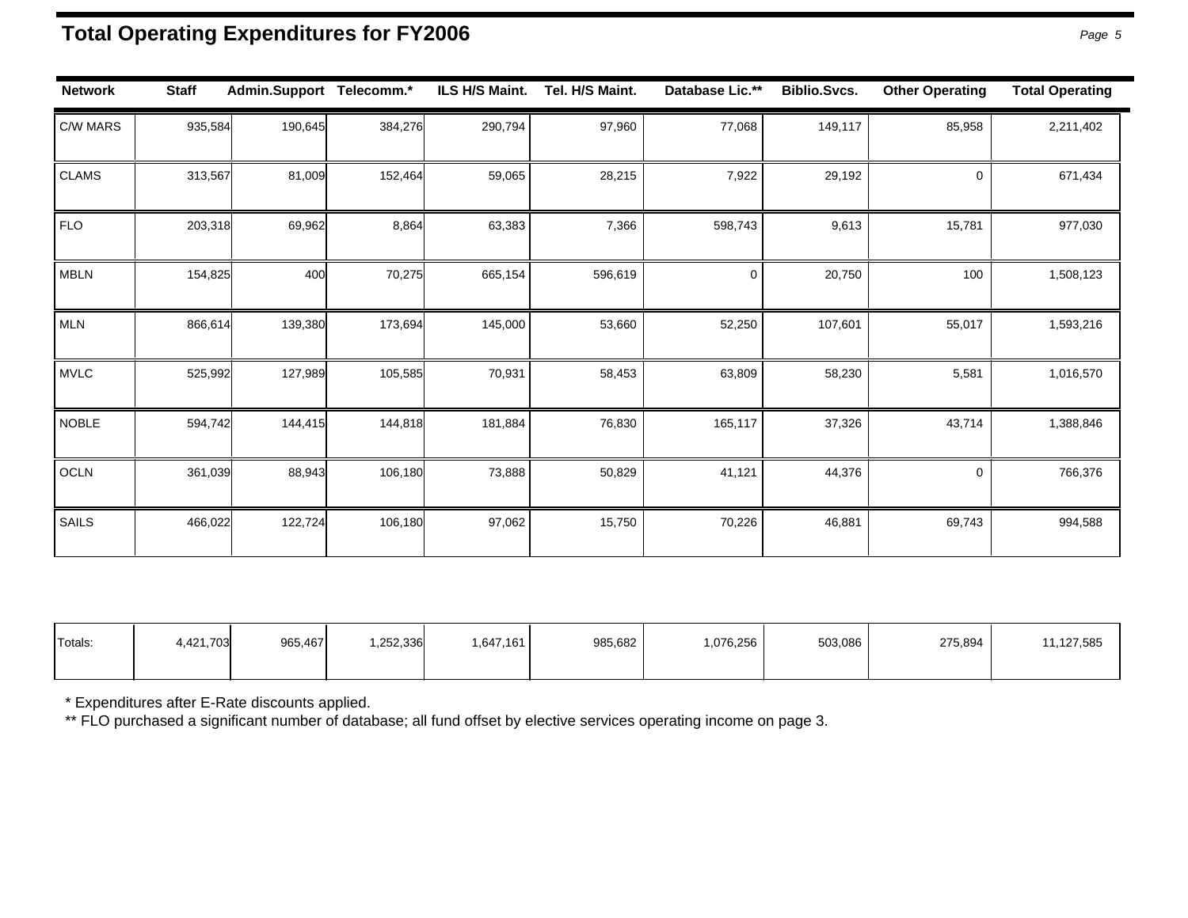## Total Operating Expenditures for FY2006

| Network | Staff | Admin.Support | Telecomm.* | ILS H/S Maint. | Tel. H/S Maint. | Database Lic.** | Biblio.Svcs. | Other Operating | Total Operating |
|---|---|---|---|---|---|---|---|---|---|
| C/W MARS | 935,584 | 190,645 | 384,276 | 290,794 | 97,960 | 77,068 | 149,117 | 85,958 | 2,211,402 |
| CLAMS | 313,567 | 81,009 | 152,464 | 59,065 | 28,215 | 7,922 | 29,192 | 0 | 671,434 |
| FLO | 203,318 | 69,962 | 8,864 | 63,383 | 7,366 | 598,743 | 9,613 | 15,781 | 977,030 |
| MBLN | 154,825 | 400 | 70,275 | 665,154 | 596,619 | 0 | 20,750 | 100 | 1,508,123 |
| MLN | 866,614 | 139,380 | 173,694 | 145,000 | 53,660 | 52,250 | 107,601 | 55,017 | 1,593,216 |
| MVLC | 525,992 | 127,989 | 105,585 | 70,931 | 58,453 | 63,809 | 58,230 | 5,581 | 1,016,570 |
| NOBLE | 594,742 | 144,415 | 144,818 | 181,884 | 76,830 | 165,117 | 37,326 | 43,714 | 1,388,846 |
| OCLN | 361,039 | 88,943 | 106,180 | 73,888 | 50,829 | 41,121 | 44,376 | 0 | 766,376 |
| SAILS | 466,022 | 122,724 | 106,180 | 97,062 | 15,750 | 70,226 | 46,881 | 69,743 | 994,588 |
| Totals: | 4,421,703 | 965,467 | 1,252,336 | 1,647,161 | 985,682 | 1,076,256 | 503,086 | 275,894 | 11,127,585 |

* Expenditures after E-Rate discounts applied.

** FLO purchased a significant number of database; all fund offset by elective services operating income on page 3.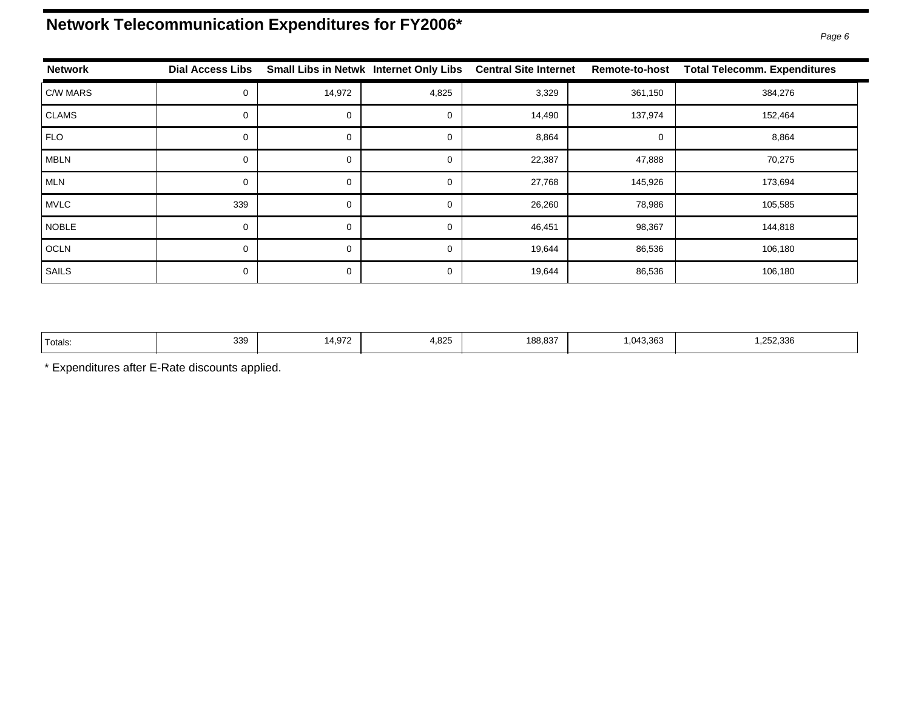# Network Telecommunication Expenditures for FY2006*

| Network | Dial Access Libs | Small Libs in Netwk | Internet Only Libs | Central Site Internet | Remote-to-host | Total Telecomm. Expenditures |
|---|---|---|---|---|---|---|
| C/W MARS | 0 | 14,972 | 4,825 | 3,329 | 361,150 | 384,276 |
| CLAMS | 0 | 0 | 0 | 14,490 | 137,974 | 152,464 |
| FLO | 0 | 0 | 0 | 8,864 | 0 | 8,864 |
| MBLN | 0 | 0 | 0 | 22,387 | 47,888 | 70,275 |
| MLN | 0 | 0 | 0 | 27,768 | 145,926 | 173,694 |
| MVLC | 339 | 0 | 0 | 26,260 | 78,986 | 105,585 |
| NOBLE | 0 | 0 | 0 | 46,451 | 98,367 | 144,818 |
| OCLN | 0 | 0 | 0 | 19,644 | 86,536 | 106,180 |
| SAILS | 0 | 0 | 0 | 19,644 | 86,536 | 106,180 |
| Totals: | 339 | 14,972 | 4,825 | 188,837 | 1,043,363 | 1,252,336 |

* Expenditures after E-Rate discounts applied.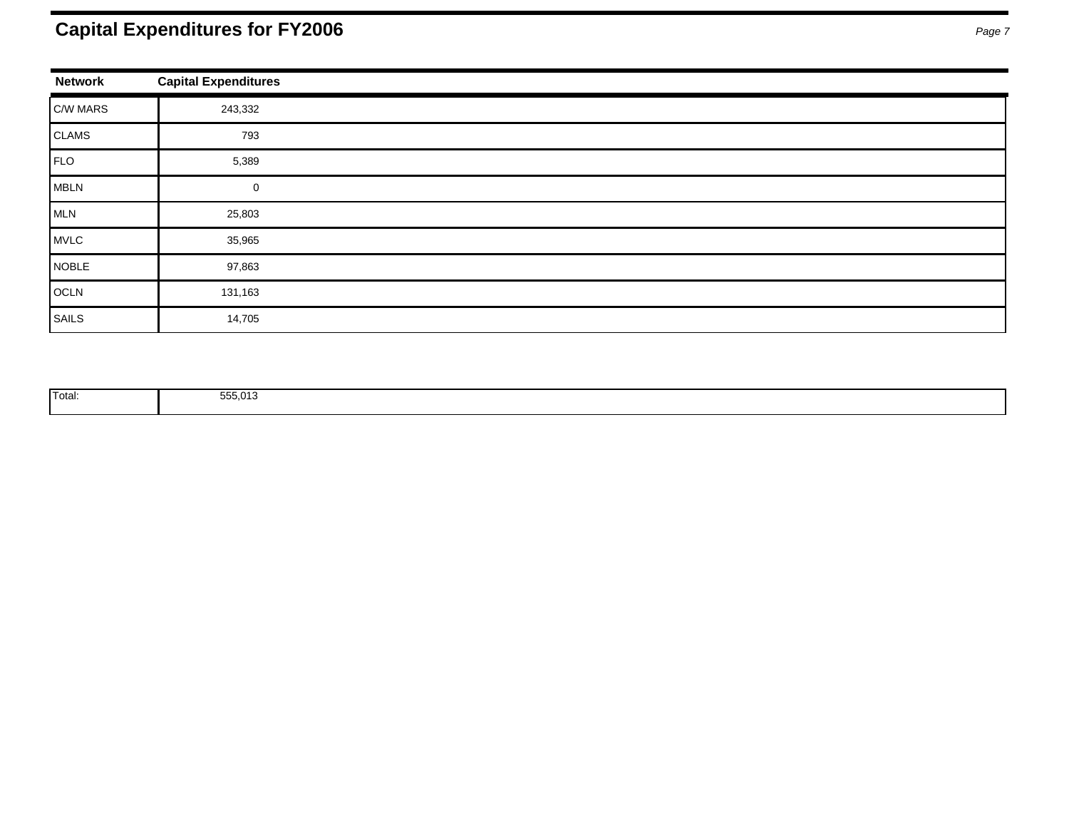# Capital Expenditures for FY2006

| Network | Capital Expenditures |
|---|---|
| C/W MARS | 243,332 |
| CLAMS | 793 |
| FLO | 5,389 |
| MBLN | 0 |
| MLN | 25,803 |
| MVLC | 35,965 |
| NOBLE | 97,863 |
| OCLN | 131,163 |
| SAILS | 14,705 |

| | |
|---|---|
| Total: | 555,013 |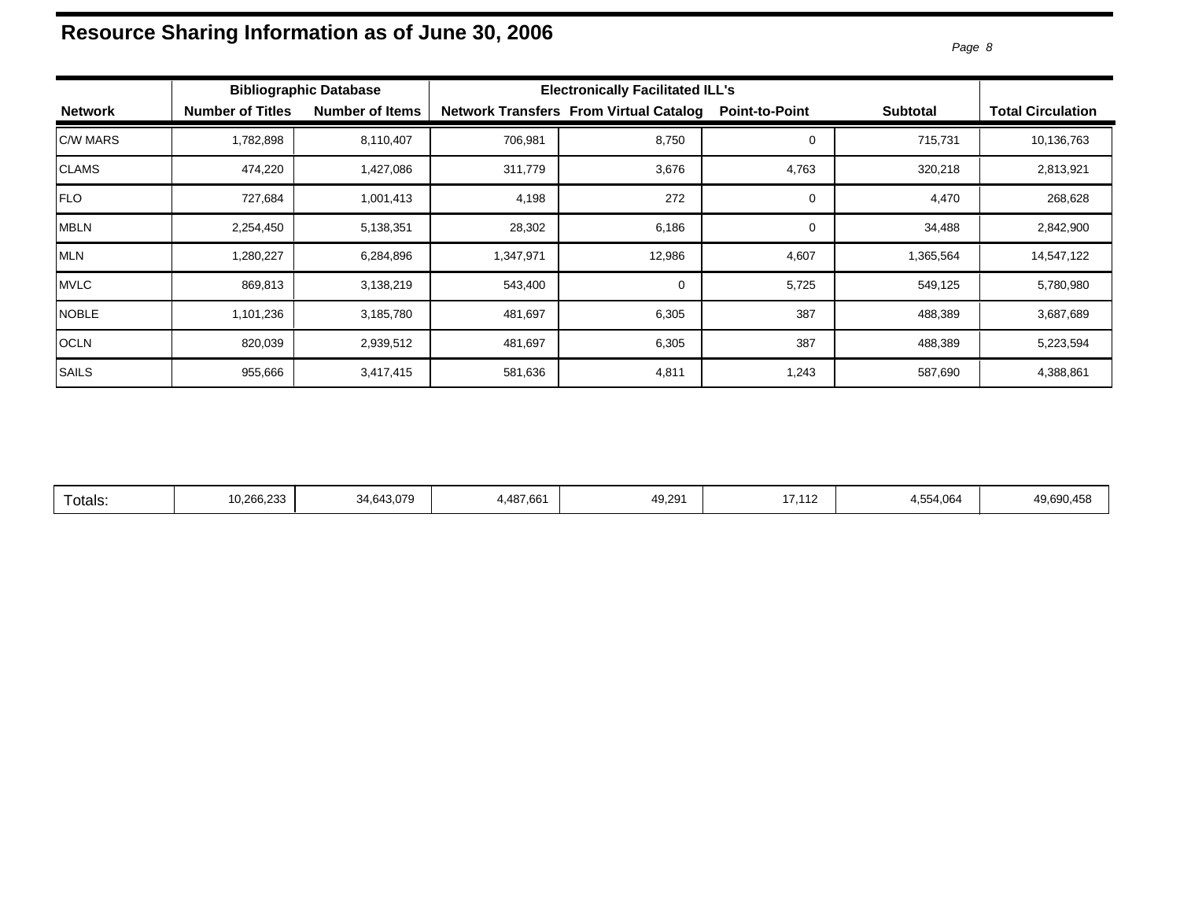# Resource Sharing Information as of June 30, 2006

| Network | Bibliographic Database | | Electronically Facilitated ILL's | | | | Total Circulation |
|---|---|---|---|---|---|---|---|
| | Number of Titles | Number of Items | Network Transfers | From Virtual Catalog | Point-to-Point | Subtotal | |
| C/W MARS | 1,782,898 | 8,110,407 | 706,981 | 8,750 | 0 | 715,731 | 10,136,763 |
| CLAMS | 474,220 | 1,427,086 | 311,779 | 3,676 | 4,763 | 320,218 | 2,813,921 |
| FLO | 727,684 | 1,001,413 | 4,198 | 272 | 0 | 4,470 | 268,628 |
| MBLN | 2,254,450 | 5,138,351 | 28,302 | 6,186 | 0 | 34,488 | 2,842,900 |
| MLN | 1,280,227 | 6,284,896 | 1,347,971 | 12,986 | 4,607 | 1,365,564 | 14,547,122 |
| MVLC | 869,813 | 3,138,219 | 543,400 | 0 | 5,725 | 549,125 | 5,780,980 |
| NOBLE | 1,101,236 | 3,185,780 | 481,697 | 6,305 | 387 | 488,389 | 3,687,689 |
| OCLN | 820,039 | 2,939,512 | 481,697 | 6,305 | 387 | 488,389 | 5,223,594 |
| SAILS | 955,666 | 3,417,415 | 581,636 | 4,811 | 1,243 | 587,690 | 4,388,861 |
| Totals: | 10,266,233 | 34,643,079 | 4,487,661 | 49,291 | 17,112 | 4,554,064 | 49,690,458 |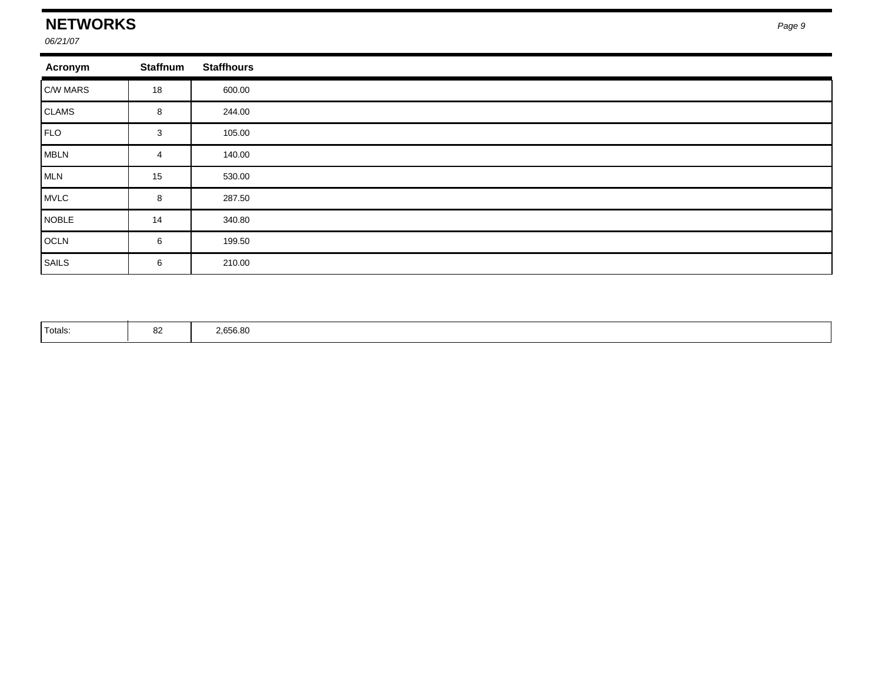# NETWORKS

*06/21/07*

| Acronym | Staffnum | Staffhours |
|---|---|---|
| C/W MARS | 18 | 600.00 |
| CLAMS | 8 | 244.00 |
| FLO | 3 | 105.00 |
| MBLN | 4 | 140.00 |
| MLN | 15 | 530.00 |
| MVLC | 8 | 287.50 |
| NOBLE | 14 | 340.80 |
| OCLN | 6 | 199.50 |
| SAILS | 6 | 210.00 |
| Totals: | 82 | 2,656.80 |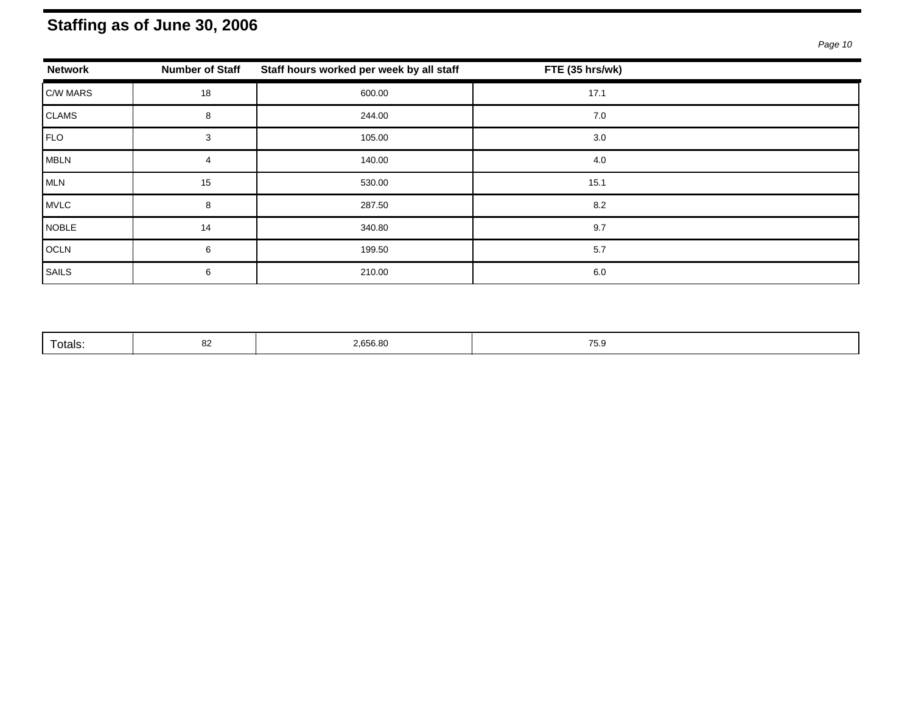## Staffing as of June 30, 2006

| Network | Number of Staff | Staff hours worked per week by all staff | FTE (35 hrs/wk) |
|---|---|---|---|
| C/W MARS | 18 | 600.00 | 17.1 |
| CLAMS | 8 | 244.00 | 7.0 |
| FLO | 3 | 105.00 | 3.0 |
| MBLN | 4 | 140.00 | 4.0 |
| MLN | 15 | 530.00 | 15.1 |
| MVLC | 8 | 287.50 | 8.2 |
| NOBLE | 14 | 340.80 | 9.7 |
| OCLN | 6 | 199.50 | 5.7 |
| SAILS | 6 | 210.00 | 6.0 |
| Totals: | 82 | 2,656.80 | 75.9 |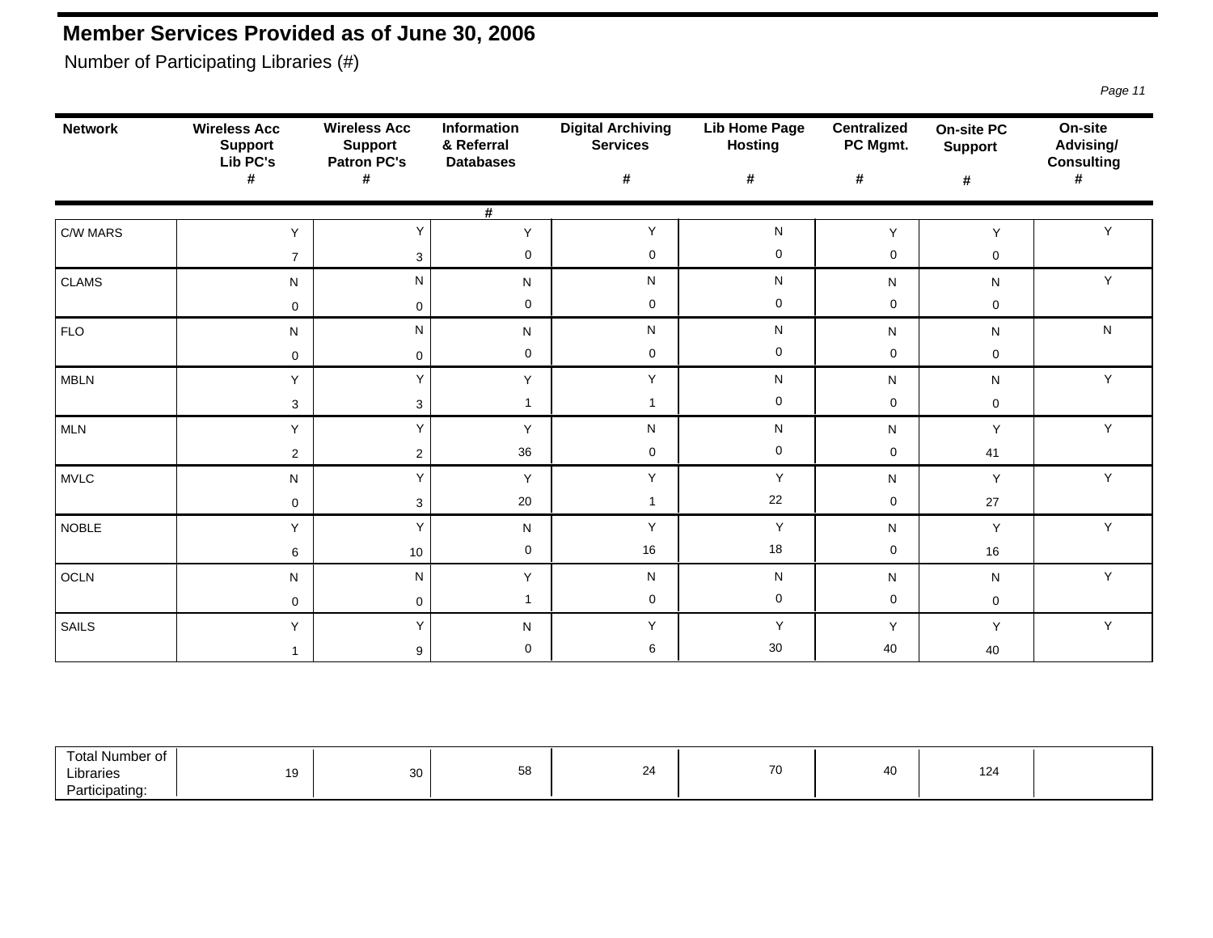# Member Services Provided as of June 30, 2006

Number of Participating Libraries (#)

| Network | Wireless Acc Support Lib PC's # | Wireless Acc Support Patron PC's # | Information & Referral Databases # | Digital Archiving Services # | Lib Home Page Hosting # | Centralized PC Mgmt. # | On-site PC Support # | On-site Advising/ Consulting # |
|---|---|---|---|---|---|---|---|---|
| C/W MARS | Y 7 | Y 3 | Y 0 | Y 0 | N 0 | Y 0 | Y 0 | Y |
| CLAMS | N 0 | N 0 | N 0 | N 0 | N 0 | N 0 | N 0 | Y |
| FLO | N 0 | N 0 | N 0 | N 0 | N 0 | N 0 | N 0 | N |
| MBLN | Y 3 | Y 3 | Y 1 | Y 1 | N 0 | N 0 | N 0 | Y |
| MLN | Y 2 | Y 2 | Y 36 | N 0 | N 0 | N 0 | Y 41 | Y |
| MVLC | N 0 | Y 3 | Y 20 | Y 1 | Y 22 | N 0 | Y 27 | Y |
| NOBLE | Y 6 | Y 10 | N 0 | Y 16 | Y 18 | N 0 | Y 16 | Y |
| OCLN | N 0 | N 0 | Y 1 | N 0 | N 0 | N 0 | N 0 | Y |
| SAILS | Y 1 | Y 9 | N 0 | Y 6 | Y 30 | Y 40 | Y 40 | Y |
| Total Number of Libraries Participating: | 19 | 30 | 58 | 24 | 70 | 40 | 124 | |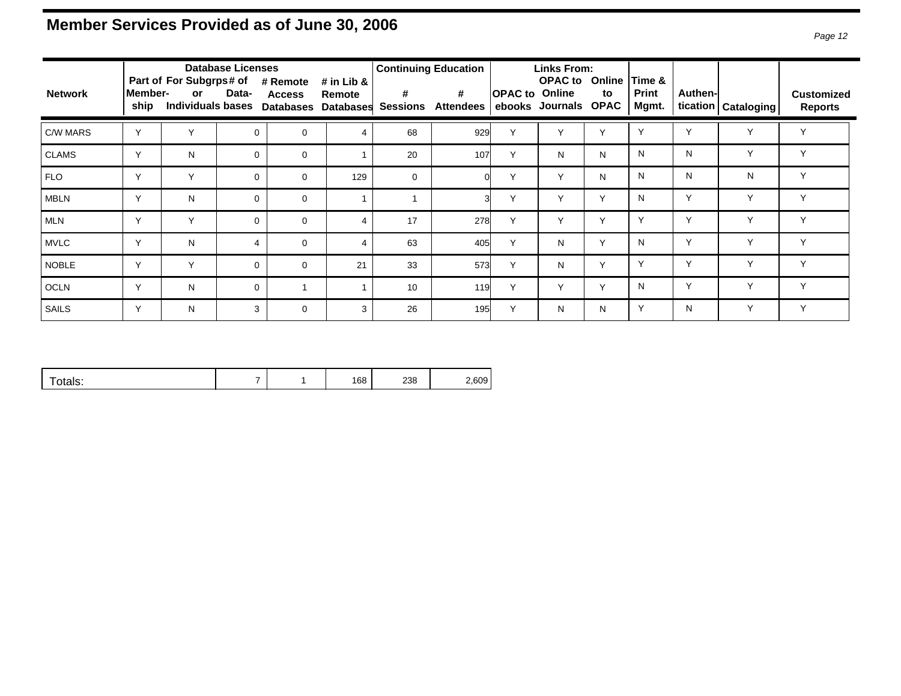# Member Services Provided as of June 30, 2006

| Network | Database Licenses | | | | | Continuing Education | | Links From: | | | Time & Print Mgmt. | Authen-tication | Cataloging | Customized Reports |
|---|---|---|---|---|---|---|---|---|---|---|---|---|---|---|
| | Part of Member-ship | For Subgrps or Individuals | # of Data-bases | # Remote Access Databases | # in Lib & Remote Databases | # Sessions | # Attendees | OPAC to ebooks | OPAC to Online Journals | Online to OPAC | | | | |
| C/W MARS | Y | Y | 0 | 0 | 4 | 68 | 929 | Y | Y | Y | Y | Y | Y | Y |
| CLAMS | Y | N | 0 | 0 | 1 | 20 | 107 | Y | N | N | N | N | Y | Y |
| FLO | Y | Y | 0 | 0 | 129 | 0 | 0 | Y | Y | N | N | N | N | Y |
| MBLN | Y | N | 0 | 0 | 1 | 1 | 3 | Y | Y | Y | N | Y | Y | Y |
| MLN | Y | Y | 0 | 0 | 4 | 17 | 278 | Y | Y | Y | Y | Y | Y | Y |
| MVLC | Y | N | 4 | 0 | 4 | 63 | 405 | Y | N | Y | N | Y | Y | Y |
| NOBLE | Y | Y | 0 | 0 | 21 | 33 | 573 | Y | N | Y | Y | Y | Y | Y |
| OCLN | Y | N | 0 | 1 | 1 | 10 | 119 | Y | Y | Y | N | Y | Y | Y |
| SAILS | Y | N | 3 | 0 | 3 | 26 | 195 | Y | N | N | Y | N | Y | Y |
| Totals: | | | 7 | 1 | 168 | 238 | 2,609 | | | | | | | |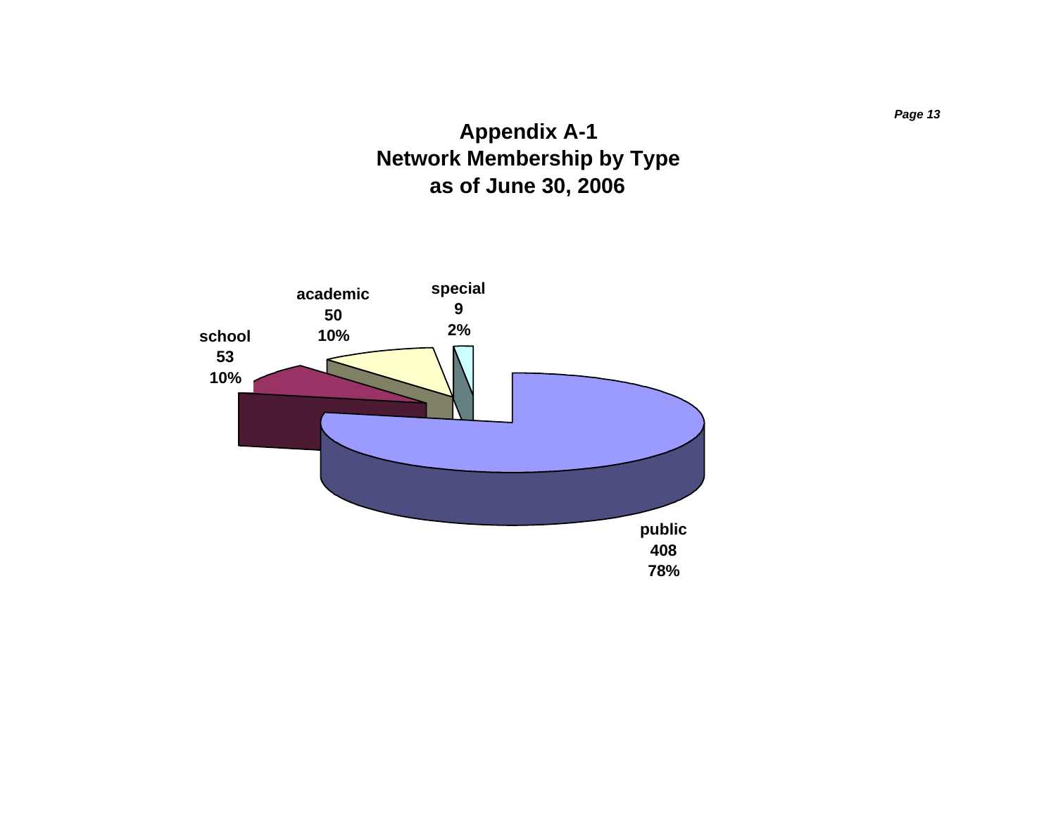# Appendix A-1
# Network Membership by Type
# as of June 30, 2006

school
53
10%

academic
50
10%

special
9
2%

public
408
78%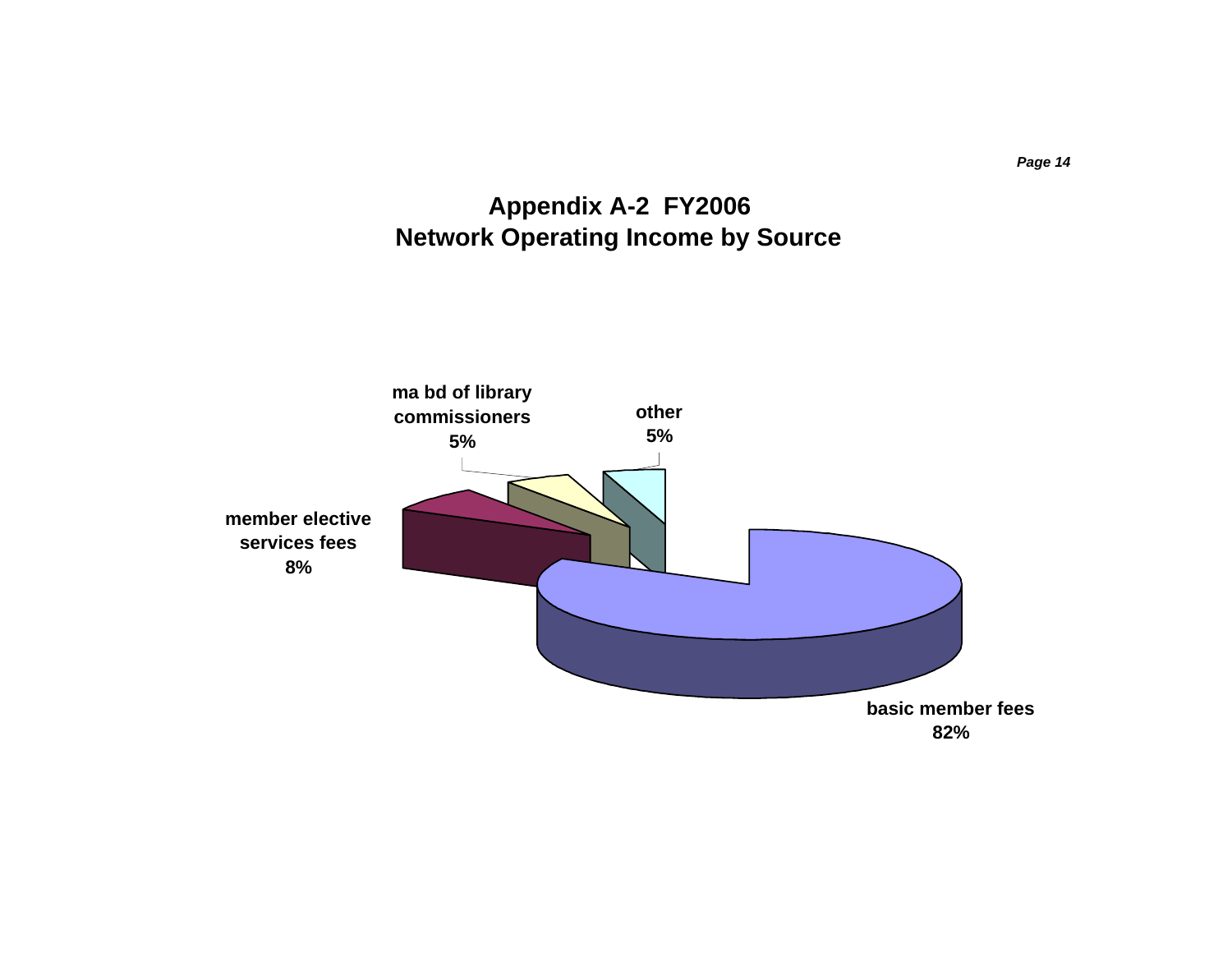# Appendix A-2 FY2006
## Network Operating Income by Source

ma bd of library commissioners 5%

other 5%

member elective services fees 8%

basic member fees 82%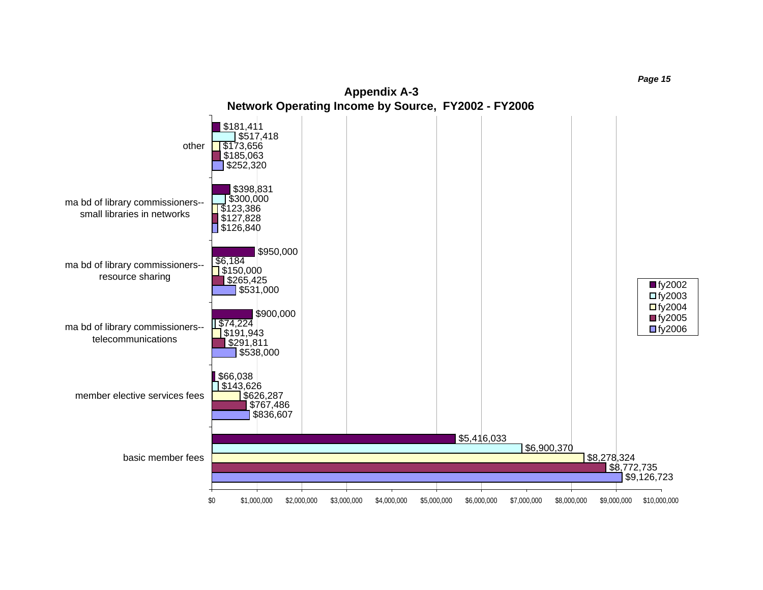## Appendix A-3
## Network Operating Income by Source, FY2002 - FY2006

| Source | fy2002 | fy2003 | fy2004 | fy2005 | fy2006 |
|---|---|---|---|---|---|
| other | $181,411 | $517,418 | $173,656 | $185,063 | $252,320 |
| ma bd of library commissioners--small libraries in networks | $398,831 | $300,000 | $123,386 | $127,828 | $126,840 |
| ma bd of library commissioners--resource sharing | $950,000 | $6,184 | $150,000 | $265,425 | $531,000 |
| ma bd of library commissioners--telecommunications | $900,000 | $74,224 | $191,943 | $291,811 | $538,000 |
| member elective services fees | $66,038 | $143,626 | $626,287 | $767,486 | $836,607 |
| basic member fees | $5,416,033 | $6,900,370 | $8,278,324 | $8,772,735 | $9,126,723 |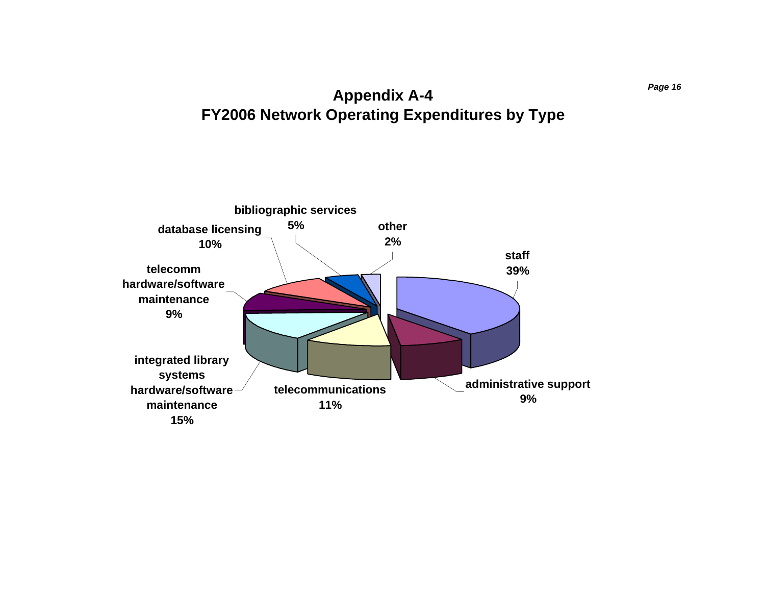# Appendix A-4
## FY2006 Network Operating Expenditures by Type

| Type | Percentage |
|---|---|
| staff | 39% |
| administrative support | 9% |
| telecommunications | 11% |
| integrated library systems hardware/software maintenance | 15% |
| telecomm hardware/software maintenance | 9% |
| database licensing | 10% |
| bibliographic services | 5% |
| other | 2% |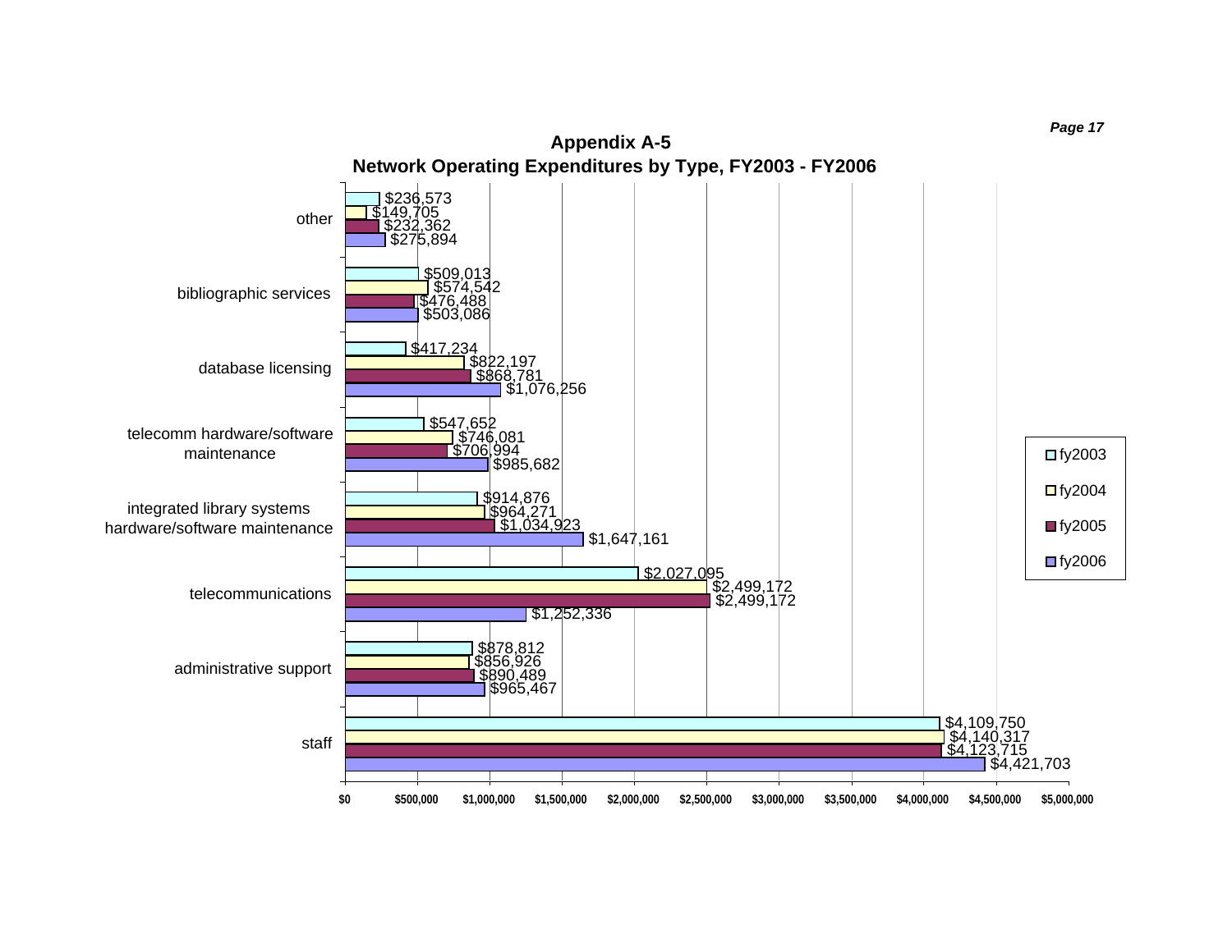## Appendix A-5

### Network Operating Expenditures by Type, FY2003 - FY2006

| Type | fy2003 | fy2004 | fy2005 | fy2006 |
|---|---|---|---|---|
| other | $236,573 | $149,705 | $232,362 | $275,894 |
| bibliographic services | $509,013 | $574,542 | $476,488 | $503,086 |
| database licensing | $417,234 | $822,197 | $868,781 | $1,076,256 |
| telecomm hardware/software maintenance | $547,652 | $746,081 | $706,994 | $985,682 |
| integrated library systems hardware/software maintenance | $914,876 | $964,271 | $1,034,923 | $1,647,161 |
| telecommunications | $2,027,095 | $2,499,172 | $2,499,172 | $1,252,336 |
| administrative support | $878,812 | $856,926 | $890,489 | $965,467 |
| staff | $4,109,750 | $4,140,317 | $4,123,715 | $4,421,703 |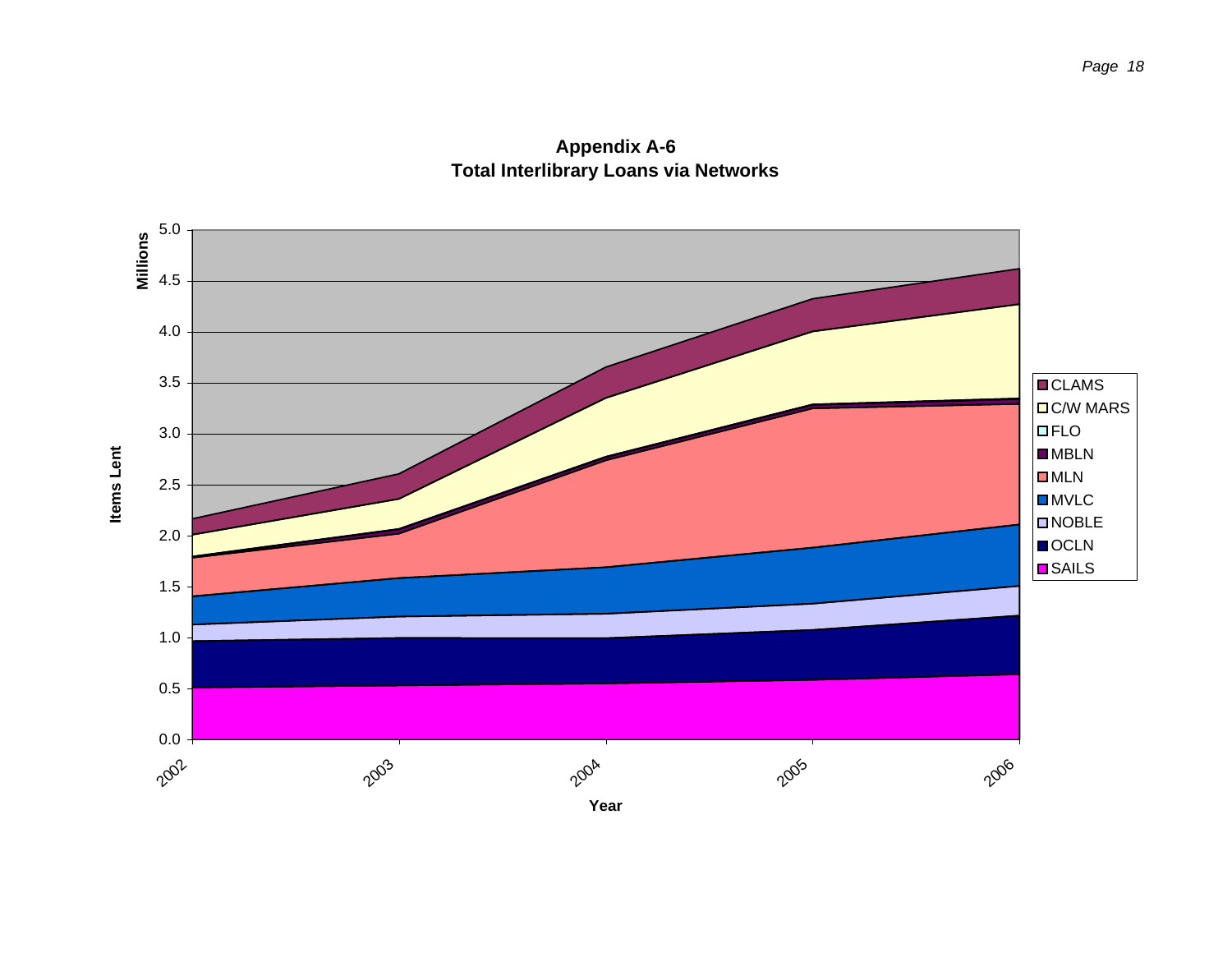## Appendix A-6
## Total Interlibrary Loans via Networks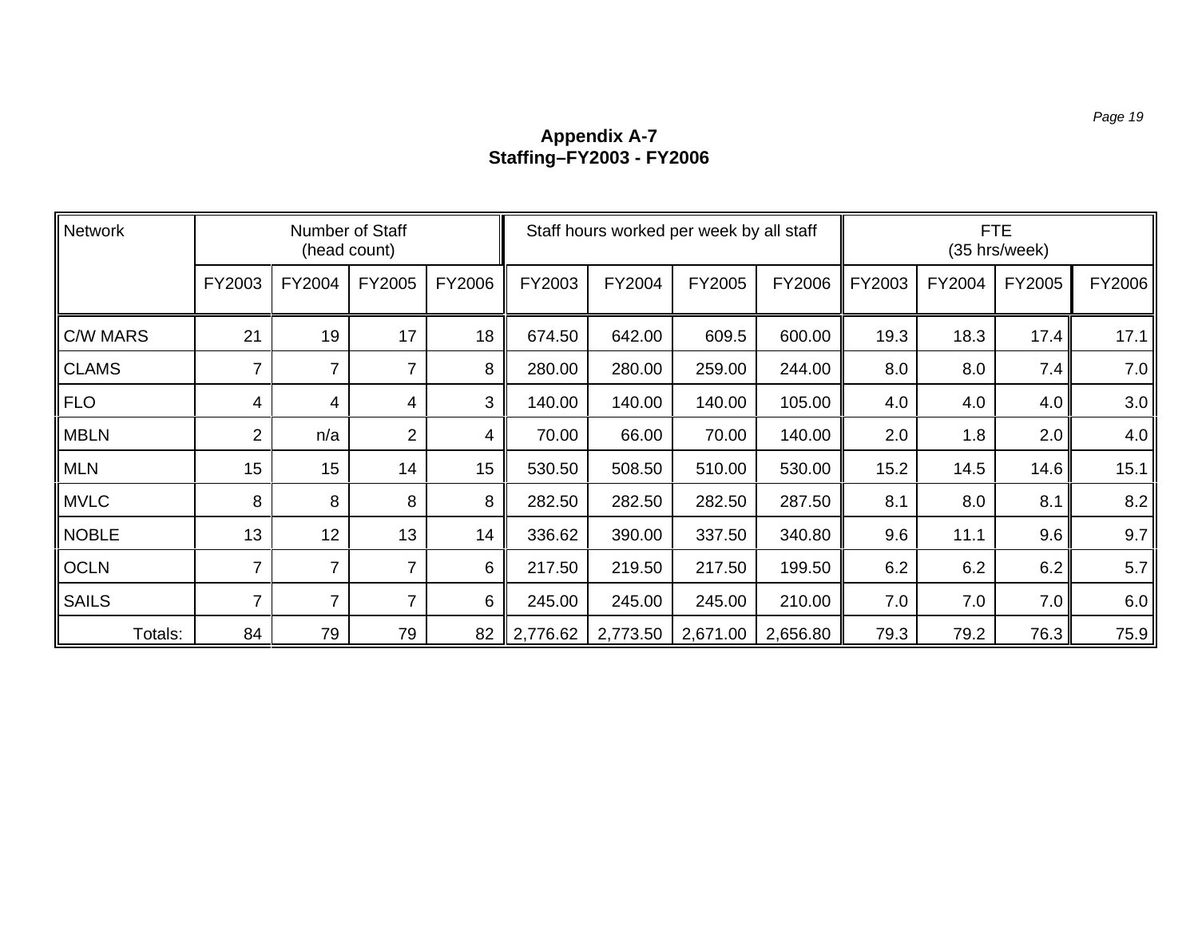# Appendix A-7
## Staffing–FY2003 - FY2006

| Network | Number of Staff (head count) | | | | Staff hours worked per week by all staff | | | | FTE (35 hrs/week) | | | |
|---|---|---|---|---|---|---|---|---|---|---|---|---|
| | FY2003 | FY2004 | FY2005 | FY2006 | FY2003 | FY2004 | FY2005 | FY2006 | FY2003 | FY2004 | FY2005 | FY2006 |
| C/W MARS | 21 | 19 | 17 | 18 | 674.50 | 642.00 | 609.5 | 600.00 | 19.3 | 18.3 | 17.4 | 17.1 |
| CLAMS | 7 | 7 | 7 | 8 | 280.00 | 280.00 | 259.00 | 244.00 | 8.0 | 8.0 | 7.4 | 7.0 |
| FLO | 4 | 4 | 4 | 3 | 140.00 | 140.00 | 140.00 | 105.00 | 4.0 | 4.0 | 4.0 | 3.0 |
| MBLN | 2 | n/a | 2 | 4 | 70.00 | 66.00 | 70.00 | 140.00 | 2.0 | 1.8 | 2.0 | 4.0 |
| MLN | 15 | 15 | 14 | 15 | 530.50 | 508.50 | 510.00 | 530.00 | 15.2 | 14.5 | 14.6 | 15.1 |
| MVLC | 8 | 8 | 8 | 8 | 282.50 | 282.50 | 282.50 | 287.50 | 8.1 | 8.0 | 8.1 | 8.2 |
| NOBLE | 13 | 12 | 13 | 14 | 336.62 | 390.00 | 337.50 | 340.80 | 9.6 | 11.1 | 9.6 | 9.7 |
| OCLN | 7 | 7 | 7 | 6 | 217.50 | 219.50 | 217.50 | 199.50 | 6.2 | 6.2 | 6.2 | 5.7 |
| SAILS | 7 | 7 | 7 | 6 | 245.00 | 245.00 | 245.00 | 210.00 | 7.0 | 7.0 | 7.0 | 6.0 |
| Totals: | 84 | 79 | 79 | 82 | 2,776.62 | 2,773.50 | 2,671.00 | 2,656.80 | 79.3 | 79.2 | 76.3 | 75.9 |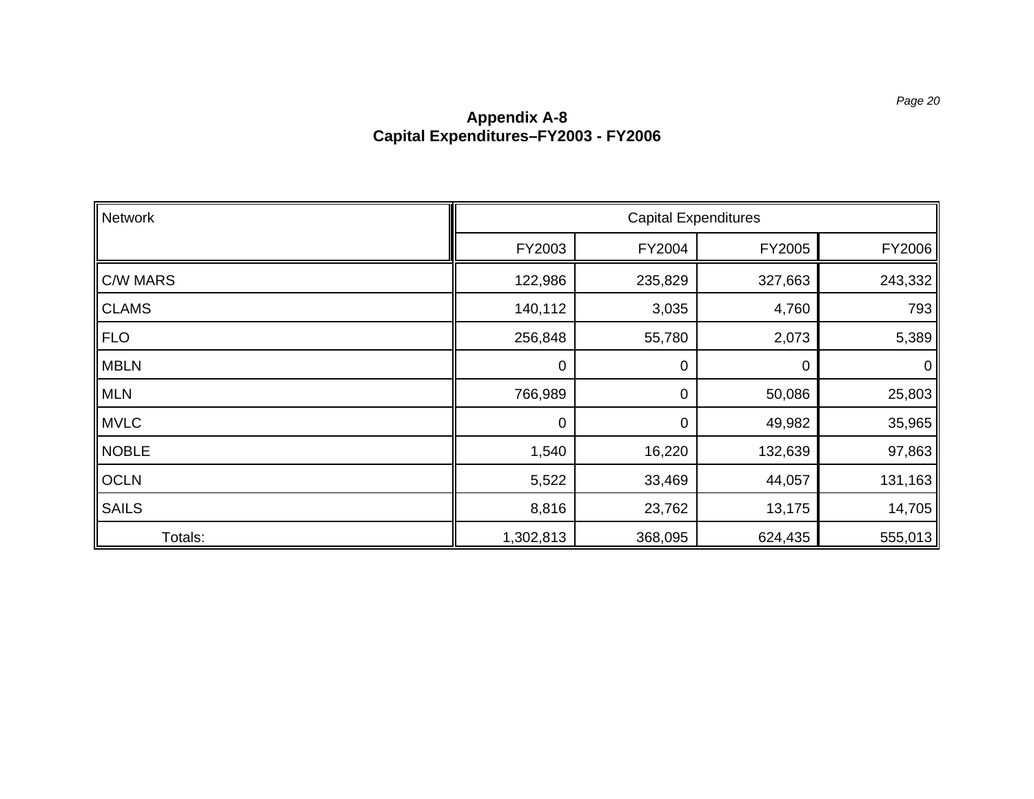# Appendix A-8
## Capital Expenditures–FY2003 - FY2006

| Network | Capital Expenditures | | | |
|---|---|---|---|---|
| | FY2003 | FY2004 | FY2005 | FY2006 |
| C/W MARS | 122,986 | 235,829 | 327,663 | 243,332 |
| CLAMS | 140,112 | 3,035 | 4,760 | 793 |
| FLO | 256,848 | 55,780 | 2,073 | 5,389 |
| MBLN | 0 | 0 | 0 | 0 |
| MLN | 766,989 | 0 | 50,086 | 25,803 |
| MVLC | 0 | 0 | 49,982 | 35,965 |
| NOBLE | 1,540 | 16,220 | 132,639 | 97,863 |
| OCLN | 5,522 | 33,469 | 44,057 | 131,163 |
| SAILS | 8,816 | 23,762 | 13,175 | 14,705 |
| Totals: | 1,302,813 | 368,095 | 624,435 | 555,013 |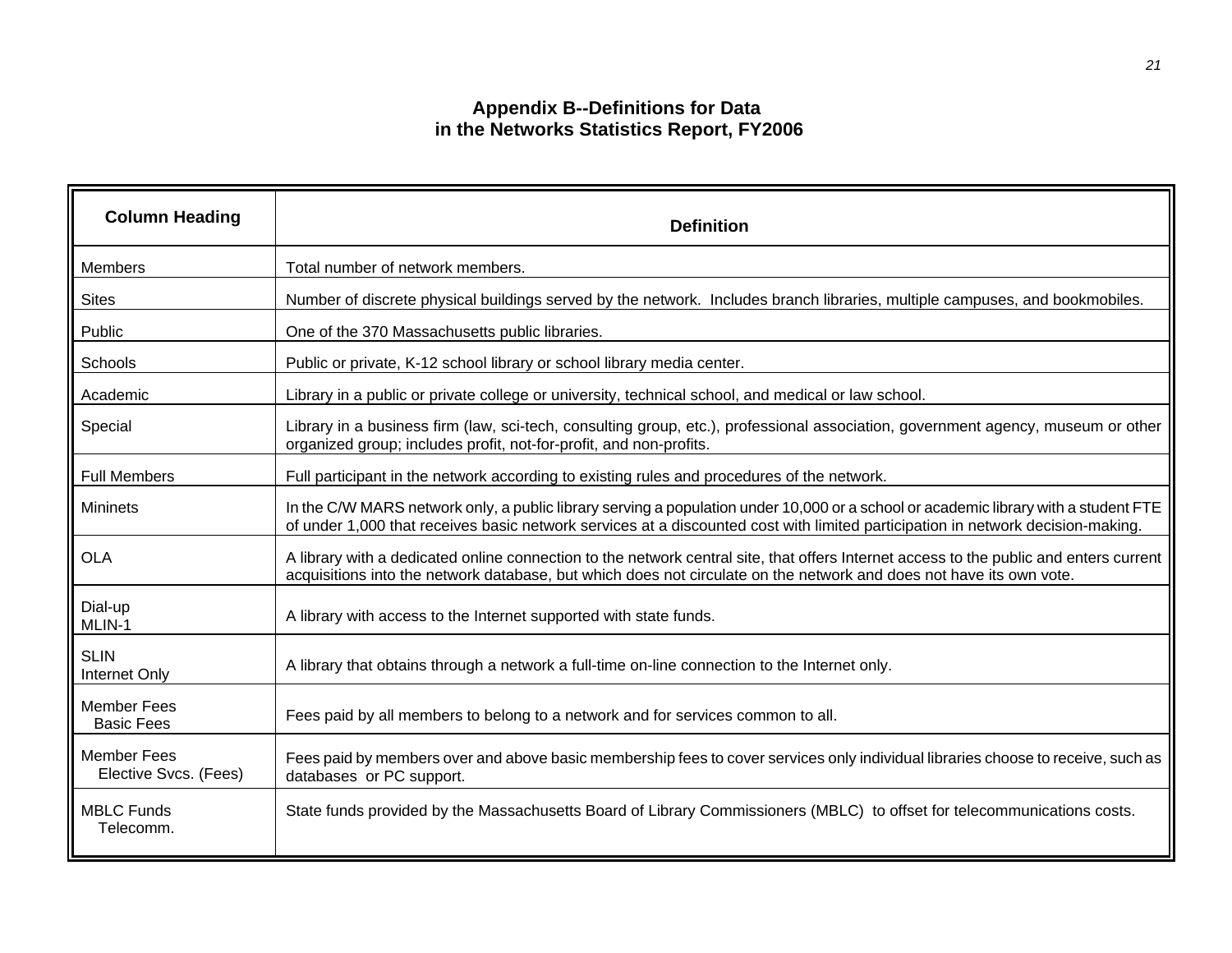# Appendix B--Definitions for Data in the Networks Statistics Report, FY2006

| Column Heading | Definition |
|---|---|
| Members | Total number of network members. |
| Sites | Number of discrete physical buildings served by the network. Includes branch libraries, multiple campuses, and bookmobiles. |
| Public | One of the 370 Massachusetts public libraries. |
| Schools | Public or private, K-12 school library or school library media center. |
| Academic | Library in a public or private college or university, technical school, and medical or law school. |
| Special | Library in a business firm (law, sci-tech, consulting group, etc.), professional association, government agency, museum or other organized group; includes profit, not-for-profit, and non-profits. |
| Full Members | Full participant in the network according to existing rules and procedures of the network. |
| Mininets | In the C/W MARS network only, a public library serving a population under 10,000 or a school or academic library with a student FTE of under 1,000 that receives basic network services at a discounted cost with limited participation in network decision-making. |
| OLA | A library with a dedicated online connection to the network central site, that offers Internet access to the public and enters current acquisitions into the network database, but which does not circulate on the network and does not have its own vote. |
| Dial-up MLIN-1 | A library with access to the Internet supported with state funds. |
| SLIN Internet Only | A library that obtains through a network a full-time on-line connection to the Internet only. |
| Member Fees Basic Fees | Fees paid by all members to belong to a network and for services common to all. |
| Member Fees Elective Svcs. (Fees) | Fees paid by members over and above basic membership fees to cover services only individual libraries choose to receive, such as databases or PC support. |
| MBLC Funds Telecomm. | State funds provided by the Massachusetts Board of Library Commissioners (MBLC) to offset for telecommunications costs. |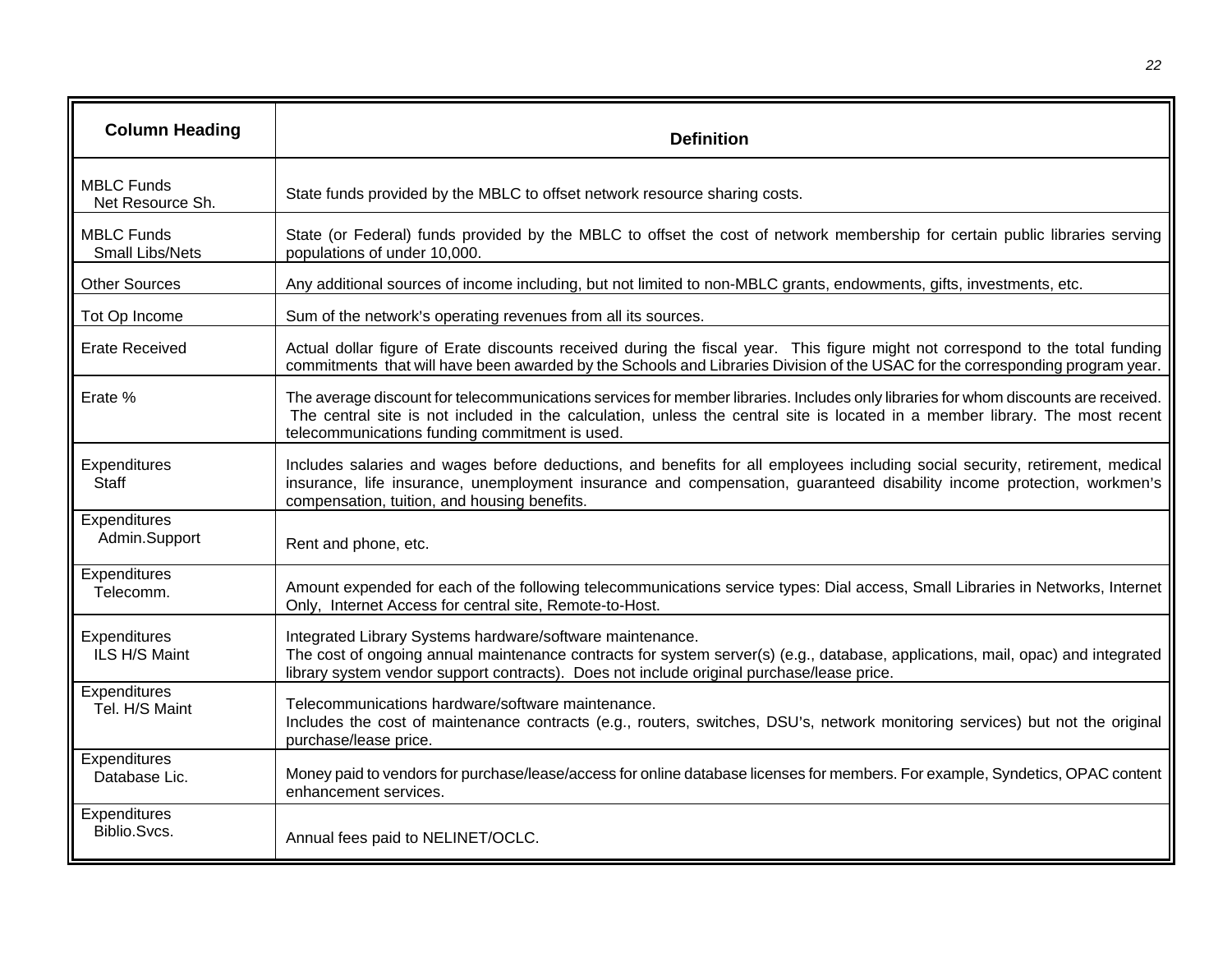| Column Heading | Definition |
| --- | --- |
| MBLC Funds Net Resource Sh. | State funds provided by the MBLC to offset network resource sharing costs. |
| MBLC Funds Small Libs/Nets | State (or Federal) funds provided by the MBLC to offset the cost of network membership for certain public libraries serving populations of under 10,000. |
| Other Sources | Any additional sources of income including, but not limited to non-MBLC grants, endowments, gifts, investments, etc. |
| Tot Op Income | Sum of the network's operating revenues from all its sources. |
| Erate Received | Actual dollar figure of Erate discounts received during the fiscal year. This figure might not correspond to the total funding commitments that will have been awarded by the Schools and Libraries Division of the USAC for the corresponding program year. |
| Erate % | The average discount for telecommunications services for member libraries. Includes only libraries for whom discounts are received. The central site is not included in the calculation, unless the central site is located in a member library. The most recent telecommunications funding commitment is used. |
| Expenditures Staff | Includes salaries and wages before deductions, and benefits for all employees including social security, retirement, medical insurance, life insurance, unemployment insurance and compensation, guaranteed disability income protection, workmen's compensation, tuition, and housing benefits. |
| Expenditures Admin.Support | Rent and phone, etc. |
| Expenditures Telecomm. | Amount expended for each of the following telecommunications service types: Dial access, Small Libraries in Networks, Internet Only, Internet Access for central site, Remote-to-Host. |
| Expenditures ILS H/S Maint | Integrated Library Systems hardware/software maintenance. The cost of ongoing annual maintenance contracts for system server(s) (e.g., database, applications, mail, opac) and integrated library system vendor support contracts). Does not include original purchase/lease price. |
| Expenditures Tel. H/S Maint | Telecommunications hardware/software maintenance. Includes the cost of maintenance contracts (e.g., routers, switches, DSU's, network monitoring services) but not the original purchase/lease price. |
| Expenditures Database Lic. | Money paid to vendors for purchase/lease/access for online database licenses for members. For example, Syndetics, OPAC content enhancement services. |
| Expenditures Biblio.Svcs. | Annual fees paid to NELINET/OCLC. |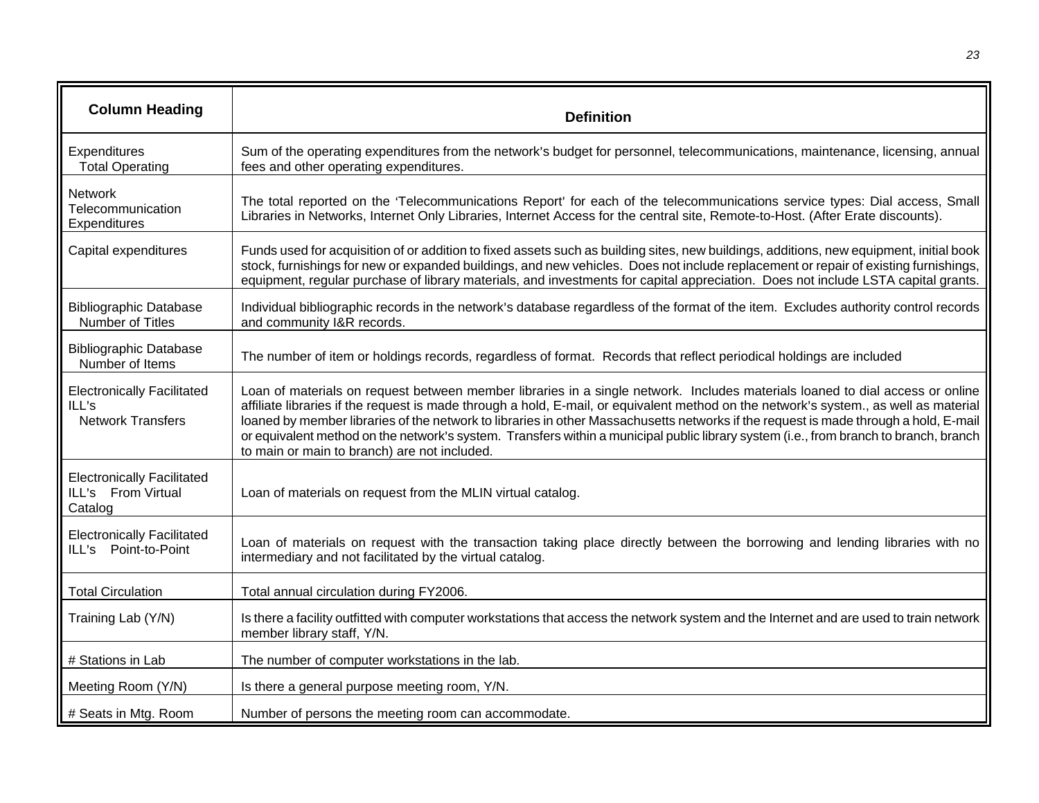| Column Heading | Definition |
|---|---|
| Expenditures Total Operating | Sum of the operating expenditures from the network's budget for personnel, telecommunications, maintenance, licensing, annual fees and other operating expenditures. |
| Network Telecommunication Expenditures | The total reported on the 'Telecommunications Report' for each of the telecommunications service types: Dial access, Small Libraries in Networks, Internet Only Libraries, Internet Access for the central site, Remote-to-Host. (After Erate discounts). |
| Capital expenditures | Funds used for acquisition of or addition to fixed assets such as building sites, new buildings, additions, new equipment, initial book stock, furnishings for new or expanded buildings, and new vehicles. Does not include replacement or repair of existing furnishings, equipment, regular purchase of library materials, and investments for capital appreciation. Does not include LSTA capital grants. |
| Bibliographic Database Number of Titles | Individual bibliographic records in the network's database regardless of the format of the item. Excludes authority control records and community I&R records. |
| Bibliographic Database Number of Items | The number of item or holdings records, regardless of format. Records that reflect periodical holdings are included |
| Electronically Facilitated ILL's Network Transfers | Loan of materials on request between member libraries in a single network. Includes materials loaned to dial access or online affiliate libraries if the request is made through a hold, E-mail, or equivalent method on the network's system., as well as material loaned by member libraries of the network to libraries in other Massachusetts networks if the request is made through a hold, E-mail or equivalent method on the network's system. Transfers within a municipal public library system (i.e., from branch to branch, branch to main or main to branch) are not included. |
| Electronically Facilitated ILL's From Virtual Catalog | Loan of materials on request from the MLIN virtual catalog. |
| Electronically Facilitated ILL's Point-to-Point | Loan of materials on request with the transaction taking place directly between the borrowing and lending libraries with no intermediary and not facilitated by the virtual catalog. |
| Total Circulation | Total annual circulation during FY2006. |
| Training Lab (Y/N) | Is there a facility outfitted with computer workstations that access the network system and the Internet and are used to train network member library staff, Y/N. |
| # Stations in Lab | The number of computer workstations in the lab. |
| Meeting Room (Y/N) | Is there a general purpose meeting room, Y/N. |
| # Seats in Mtg. Room | Number of persons the meeting room can accommodate. |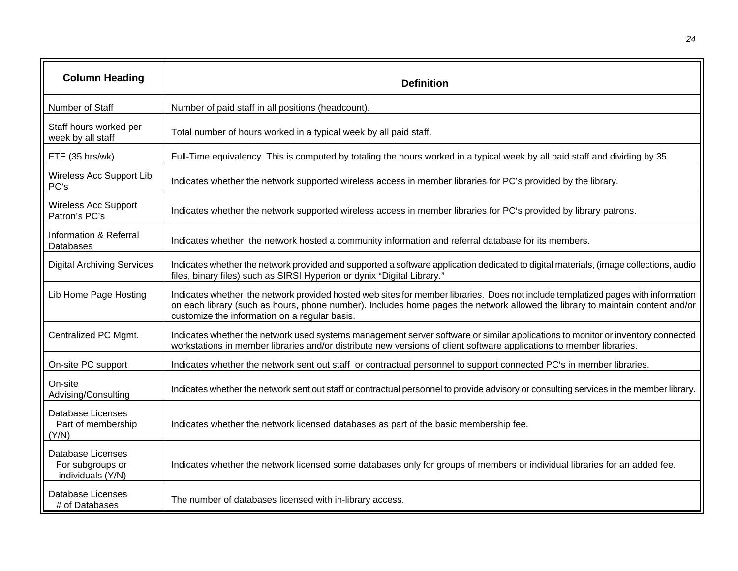| Column Heading | Definition |
| --- | --- |
| Number of Staff | Number of paid staff in all positions (headcount). |
| Staff hours worked per week by all staff | Total number of hours worked in a typical week by all paid staff. |
| FTE (35 hrs/wk) | Full-Time equivalency This is computed by totaling the hours worked in a typical week by all paid staff and dividing by 35. |
| Wireless Acc Support Lib PC's | Indicates whether the network supported wireless access in member libraries for PC's provided by the library. |
| Wireless Acc Support Patron's PC's | Indicates whether the network supported wireless access in member libraries for PC's provided by library patrons. |
| Information & Referral Databases | Indicates whether the network hosted a community information and referral database for its members. |
| Digital Archiving Services | Indicates whether the network provided and supported a software application dedicated to digital materials, (image collections, audio files, binary files) such as SIRSI Hyperion or dynix "Digital Library." |
| Lib Home Page Hosting | Indicates whether the network provided hosted web sites for member libraries. Does not include templatized pages with information on each library (such as hours, phone number). Includes home pages the network allowed the library to maintain content and/or customize the information on a regular basis. |
| Centralized PC Mgmt. | Indicates whether the network used systems management server software or similar applications to monitor or inventory connected workstations in member libraries and/or distribute new versions of client software applications to member libraries. |
| On-site PC support | Indicates whether the network sent out staff or contractual personnel to support connected PC's in member libraries. |
| On-site Advising/Consulting | Indicates whether the network sent out staff or contractual personnel to provide advisory or consulting services in the member library. |
| Database Licenses Part of membership (Y/N) | Indicates whether the network licensed databases as part of the basic membership fee. |
| Database Licenses For subgroups or individuals (Y/N) | Indicates whether the network licensed some databases only for groups of members or individual libraries for an added fee. |
| Database Licenses # of Databases | The number of databases licensed with in-library access. |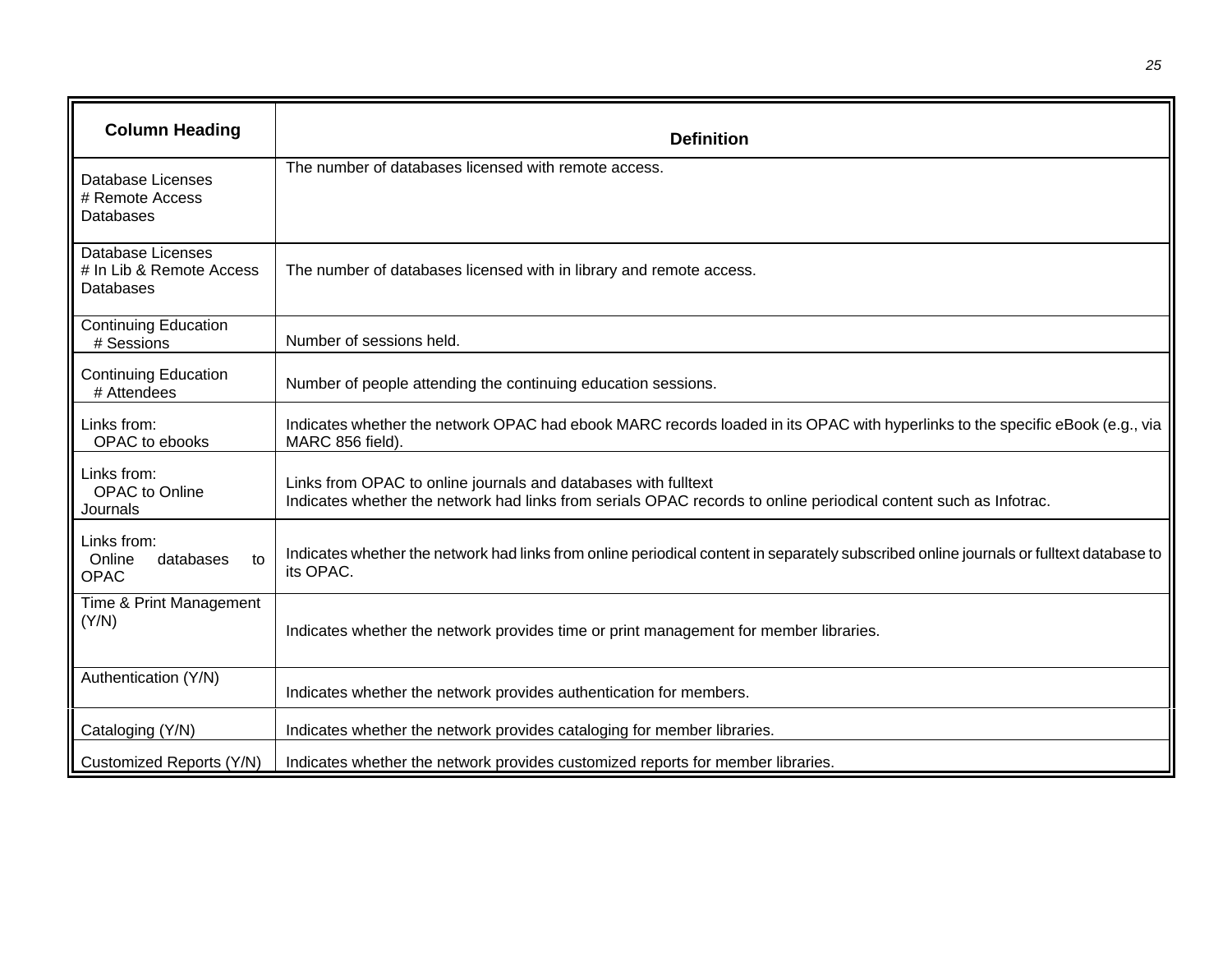| Column Heading | Definition |
|---|---|
| Database Licenses # Remote Access Databases | The number of databases licensed with remote access. |
| Database Licenses # In Lib & Remote Access Databases | The number of databases licensed with in library and remote access. |
| Continuing Education # Sessions | Number of sessions held. |
| Continuing Education # Attendees | Number of people attending the continuing education sessions. |
| Links from: OPAC to ebooks | Indicates whether the network OPAC had ebook MARC records loaded in its OPAC with hyperlinks to the specific eBook (e.g., via MARC 856 field). |
| Links from: OPAC to Online Journals | Links from OPAC to online journals and databases with fulltext<br>Indicates whether the network had links from serials OPAC records to online periodical content such as Infotrac. |
| Links from: Online databases to OPAC | Indicates whether the network had links from online periodical content in separately subscribed online journals or fulltext database to its OPAC. |
| Time & Print Management (Y/N) | Indicates whether the network provides time or print management for member libraries. |
| Authentication (Y/N) | Indicates whether the network provides authentication for members. |
| Cataloging (Y/N) | Indicates whether the network provides cataloging for member libraries. |
| Customized Reports (Y/N) | Indicates whether the network provides customized reports for member libraries. |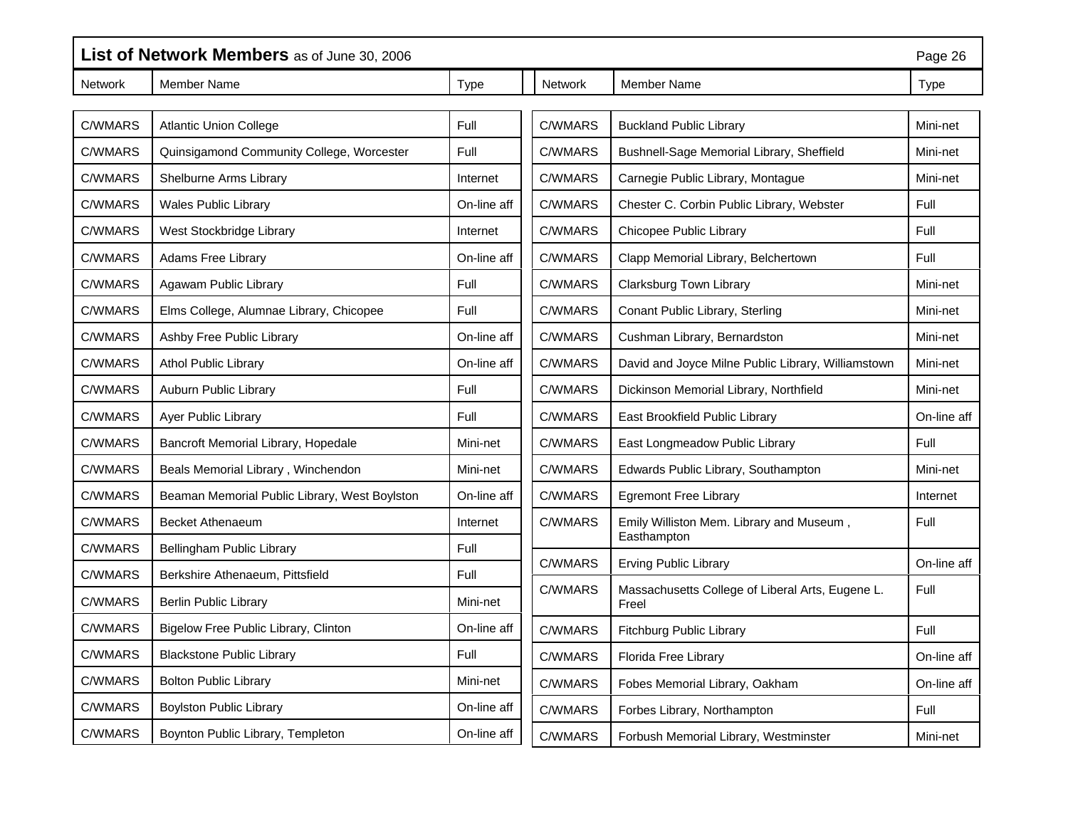## List of Network Members as of June 30, 2006

| Network | Member Name | Type |
|---|---|---|
| C/WMARS | Atlantic Union College | Full |
| C/WMARS | Quinsigamond Community College, Worcester | Full |
| C/WMARS | Shelburne Arms Library | Internet |
| C/WMARS | Wales Public Library | On-line aff |
| C/WMARS | West Stockbridge Library | Internet |
| C/WMARS | Adams Free Library | On-line aff |
| C/WMARS | Agawam Public Library | Full |
| C/WMARS | Elms College, Alumnae Library, Chicopee | Full |
| C/WMARS | Ashby Free Public Library | On-line aff |
| C/WMARS | Athol Public Library | On-line aff |
| C/WMARS | Auburn Public Library | Full |
| C/WMARS | Ayer Public Library | Full |
| C/WMARS | Bancroft Memorial Library, Hopedale | Mini-net |
| C/WMARS | Beals Memorial Library , Winchendon | Mini-net |
| C/WMARS | Beaman Memorial Public Library, West Boylston | On-line aff |
| C/WMARS | Becket Athenaeum | Internet |
| C/WMARS | Bellingham Public Library | Full |
| C/WMARS | Berkshire Athenaeum, Pittsfield | Full |
| C/WMARS | Berlin Public Library | Mini-net |
| C/WMARS | Bigelow Free Public Library, Clinton | On-line aff |
| C/WMARS | Blackstone Public Library | Full |
| C/WMARS | Bolton Public Library | Mini-net |
| C/WMARS | Boylston Public Library | On-line aff |
| C/WMARS | Boynton Public Library, Templeton | On-line aff |
| C/WMARS | Buckland Public Library | Mini-net |
| C/WMARS | Bushnell-Sage Memorial Library, Sheffield | Mini-net |
| C/WMARS | Carnegie Public Library, Montague | Mini-net |
| C/WMARS | Chester C. Corbin Public Library, Webster | Full |
| C/WMARS | Chicopee Public Library | Full |
| C/WMARS | Clapp Memorial Library, Belchertown | Full |
| C/WMARS | Clarksburg Town Library | Mini-net |
| C/WMARS | Conant Public Library, Sterling | Mini-net |
| C/WMARS | Cushman Library, Bernardston | Mini-net |
| C/WMARS | David and Joyce Milne Public Library, Williamstown | Mini-net |
| C/WMARS | Dickinson Memorial Library, Northfield | Mini-net |
| C/WMARS | East Brookfield Public Library | On-line aff |
| C/WMARS | East Longmeadow Public Library | Full |
| C/WMARS | Edwards Public Library, Southampton | Mini-net |
| C/WMARS | Egremont Free Library | Internet |
| C/WMARS | Emily Williston Mem. Library and Museum , Easthampton | Full |
| C/WMARS | Erving Public Library | On-line aff |
| C/WMARS | Massachusetts College of Liberal Arts, Eugene L. Freel | Full |
| C/WMARS | Fitchburg Public Library | Full |
| C/WMARS | Florida Free Library | On-line aff |
| C/WMARS | Fobes Memorial Library, Oakham | On-line aff |
| C/WMARS | Forbes Library, Northampton | Full |
| C/WMARS | Forbush Memorial Library, Westminster | Mini-net |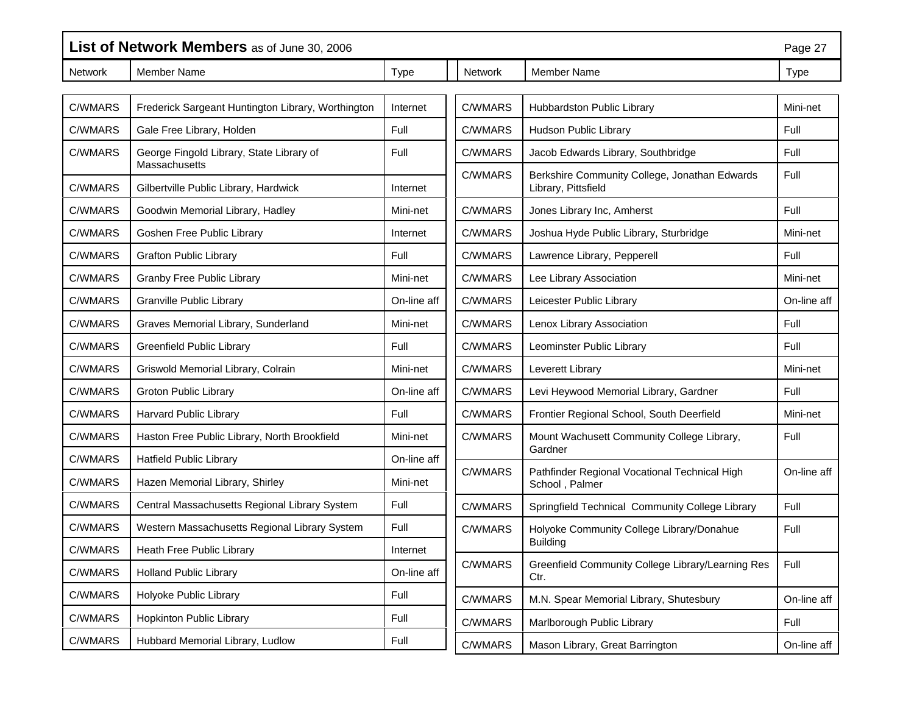## List of Network Members as of June 30, 2006

| Network | Member Name | Type |
|---|---|---|
| C/WMARS | Frederick Sargeant Huntington Library, Worthington | Internet |
| C/WMARS | Gale Free Library, Holden | Full |
| C/WMARS | George Fingold Library, State Library of Massachusetts | Full |
| C/WMARS | Gilbertville Public Library, Hardwick | Internet |
| C/WMARS | Goodwin Memorial Library, Hadley | Mini-net |
| C/WMARS | Goshen Free Public Library | Internet |
| C/WMARS | Grafton Public Library | Full |
| C/WMARS | Granby Free Public Library | Mini-net |
| C/WMARS | Granville Public Library | On-line aff |
| C/WMARS | Graves Memorial Library, Sunderland | Mini-net |
| C/WMARS | Greenfield Public Library | Full |
| C/WMARS | Griswold Memorial Library, Colrain | Mini-net |
| C/WMARS | Groton Public Library | On-line aff |
| C/WMARS | Harvard Public Library | Full |
| C/WMARS | Haston Free Public Library, North Brookfield | Mini-net |
| C/WMARS | Hatfield Public Library | On-line aff |
| C/WMARS | Hazen Memorial Library, Shirley | Mini-net |
| C/WMARS | Central Massachusetts Regional Library System | Full |
| C/WMARS | Western Massachusetts Regional Library System | Full |
| C/WMARS | Heath Free Public Library | Internet |
| C/WMARS | Holland Public Library | On-line aff |
| C/WMARS | Holyoke Public Library | Full |
| C/WMARS | Hopkinton Public Library | Full |
| C/WMARS | Hubbard Memorial Library, Ludlow | Full |
| C/WMARS | Hubbardston Public Library | Mini-net |
| C/WMARS | Hudson Public Library | Full |
| C/WMARS | Jacob Edwards Library, Southbridge | Full |
| C/WMARS | Berkshire Community College, Jonathan Edwards Library, Pittsfield | Full |
| C/WMARS | Jones Library Inc, Amherst | Full |
| C/WMARS | Joshua Hyde Public Library, Sturbridge | Mini-net |
| C/WMARS | Lawrence Library, Pepperell | Full |
| C/WMARS | Lee Library Association | Mini-net |
| C/WMARS | Leicester Public Library | On-line aff |
| C/WMARS | Lenox Library Association | Full |
| C/WMARS | Leominster Public Library | Full |
| C/WMARS | Leverett Library | Mini-net |
| C/WMARS | Levi Heywood Memorial Library, Gardner | Full |
| C/WMARS | Frontier Regional School, South Deerfield | Mini-net |
| C/WMARS | Mount Wachusett Community College Library, Gardner | Full |
| C/WMARS | Pathfinder Regional Vocational Technical High School , Palmer | On-line aff |
| C/WMARS | Springfield Technical Community College Library | Full |
| C/WMARS | Holyoke Community College Library/Donahue Building | Full |
| C/WMARS | Greenfield Community College Library/Learning Res Ctr. | Full |
| C/WMARS | M.N. Spear Memorial Library, Shutesbury | On-line aff |
| C/WMARS | Marlborough Public Library | Full |
| C/WMARS | Mason Library, Great Barrington | On-line aff |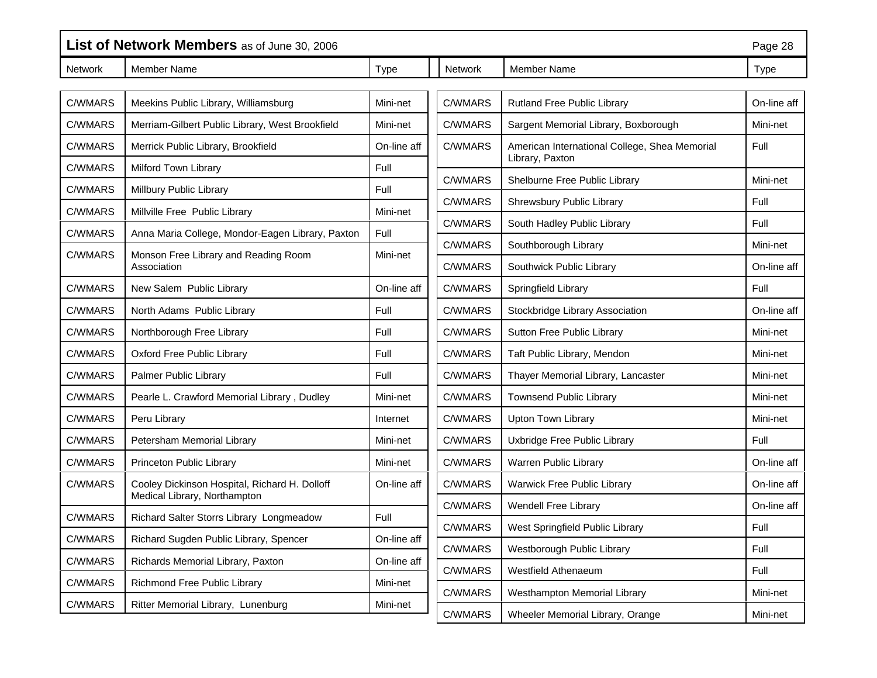## List of Network Members as of June 30, 2006

| Network | Member Name | Type |
|---|---|---|
| C/WMARS | Meekins Public Library, Williamsburg | Mini-net |
| C/WMARS | Merriam-Gilbert Public Library, West Brookfield | Mini-net |
| C/WMARS | Merrick Public Library, Brookfield | On-line aff |
| C/WMARS | Milford Town Library | Full |
| C/WMARS | Millbury Public Library | Full |
| C/WMARS | Millville Free Public Library | Mini-net |
| C/WMARS | Anna Maria College, Mondor-Eagen Library, Paxton | Full |
| C/WMARS | Monson Free Library and Reading Room Association | Mini-net |
| C/WMARS | New Salem Public Library | On-line aff |
| C/WMARS | North Adams Public Library | Full |
| C/WMARS | Northborough Free Library | Full |
| C/WMARS | Oxford Free Public Library | Full |
| C/WMARS | Palmer Public Library | Full |
| C/WMARS | Pearle L. Crawford Memorial Library , Dudley | Mini-net |
| C/WMARS | Peru Library | Internet |
| C/WMARS | Petersham Memorial Library | Mini-net |
| C/WMARS | Princeton Public Library | Mini-net |
| C/WMARS | Cooley Dickinson Hospital, Richard H. Dolloff Medical Library, Northampton | On-line aff |
| C/WMARS | Richard Salter Storrs Library Longmeadow | Full |
| C/WMARS | Richard Sugden Public Library, Spencer | On-line aff |
| C/WMARS | Richards Memorial Library, Paxton | On-line aff |
| C/WMARS | Richmond Free Public Library | Mini-net |
| C/WMARS | Ritter Memorial Library, Lunenburg | Mini-net |
| C/WMARS | Rutland Free Public Library | On-line aff |
| C/WMARS | Sargent Memorial Library, Boxborough | Mini-net |
| C/WMARS | American International College, Shea Memorial Library, Paxton | Full |
| C/WMARS | Shelburne Free Public Library | Mini-net |
| C/WMARS | Shrewsbury Public Library | Full |
| C/WMARS | South Hadley Public Library | Full |
| C/WMARS | Southborough Library | Mini-net |
| C/WMARS | Southwick Public Library | On-line aff |
| C/WMARS | Springfield Library | Full |
| C/WMARS | Stockbridge Library Association | On-line aff |
| C/WMARS | Sutton Free Public Library | Mini-net |
| C/WMARS | Taft Public Library, Mendon | Mini-net |
| C/WMARS | Thayer Memorial Library, Lancaster | Mini-net |
| C/WMARS | Townsend Public Library | Mini-net |
| C/WMARS | Upton Town Library | Mini-net |
| C/WMARS | Uxbridge Free Public Library | Full |
| C/WMARS | Warren Public Library | On-line aff |
| C/WMARS | Warwick Free Public Library | On-line aff |
| C/WMARS | Wendell Free Library | On-line aff |
| C/WMARS | West Springfield Public Library | Full |
| C/WMARS | Westborough Public Library | Full |
| C/WMARS | Westfield Athenaeum | Full |
| C/WMARS | Westhampton Memorial Library | Mini-net |
| C/WMARS | Wheeler Memorial Library, Orange | Mini-net |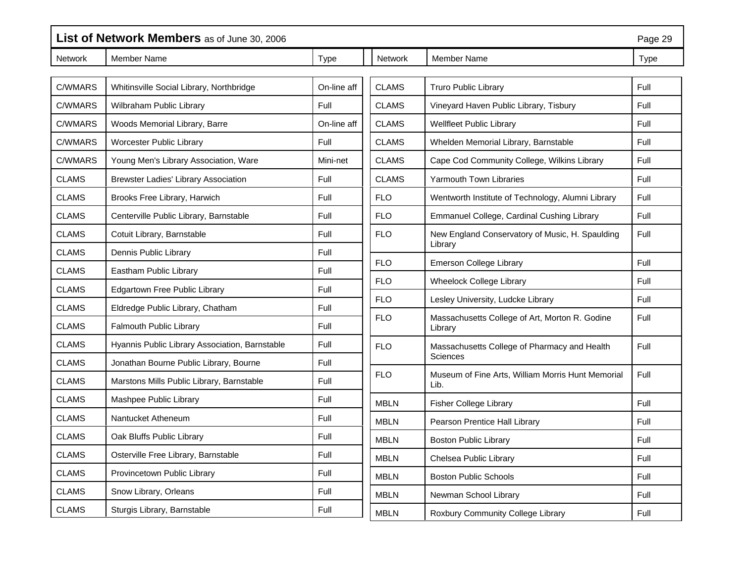## List of Network Members as of June 30, 2006

| Network | Member Name | Type |
|---|---|---|
| C/WMARS | Whitinsville Social Library, Northbridge | On-line aff |
| C/WMARS | Wilbraham Public Library | Full |
| C/WMARS | Woods Memorial Library, Barre | On-line aff |
| C/WMARS | Worcester Public Library | Full |
| C/WMARS | Young Men's Library Association, Ware | Mini-net |
| CLAMS | Brewster Ladies' Library Association | Full |
| CLAMS | Brooks Free Library, Harwich | Full |
| CLAMS | Centerville Public Library, Barnstable | Full |
| CLAMS | Cotuit Library, Barnstable | Full |
| CLAMS | Dennis Public Library | Full |
| CLAMS | Eastham Public Library | Full |
| CLAMS | Edgartown Free Public Library | Full |
| CLAMS | Eldredge Public Library, Chatham | Full |
| CLAMS | Falmouth Public Library | Full |
| CLAMS | Hyannis Public Library Association, Barnstable | Full |
| CLAMS | Jonathan Bourne Public Library, Bourne | Full |
| CLAMS | Marstons Mills Public Library, Barnstable | Full |
| CLAMS | Mashpee Public Library | Full |
| CLAMS | Nantucket Atheneum | Full |
| CLAMS | Oak Bluffs Public Library | Full |
| CLAMS | Osterville Free Library, Barnstable | Full |
| CLAMS | Provincetown Public Library | Full |
| CLAMS | Snow Library, Orleans | Full |
| CLAMS | Sturgis Library, Barnstable | Full |
| CLAMS | Truro Public Library | Full |
| CLAMS | Vineyard Haven Public Library, Tisbury | Full |
| CLAMS | Wellfleet Public Library | Full |
| CLAMS | Whelden Memorial Library, Barnstable | Full |
| CLAMS | Cape Cod Community College, Wilkins Library | Full |
| CLAMS | Yarmouth Town Libraries | Full |
| FLO | Wentworth Institute of Technology, Alumni Library | Full |
| FLO | Emmanuel College, Cardinal Cushing Library | Full |
| FLO | New England Conservatory of Music, H. Spaulding Library | Full |
| FLO | Emerson College Library | Full |
| FLO | Wheelock College Library | Full |
| FLO | Lesley University, Ludcke Library | Full |
| FLO | Massachusetts College of Art, Morton R. Godine Library | Full |
| FLO | Massachusetts College of Pharmacy and Health Sciences | Full |
| FLO | Museum of Fine Arts, William Morris Hunt Memorial Lib. | Full |
| MBLN | Fisher College Library | Full |
| MBLN | Pearson Prentice Hall Library | Full |
| MBLN | Boston Public Library | Full |
| MBLN | Chelsea Public Library | Full |
| MBLN | Boston Public Schools | Full |
| MBLN | Newman School Library | Full |
| MBLN | Roxbury Community College Library | Full |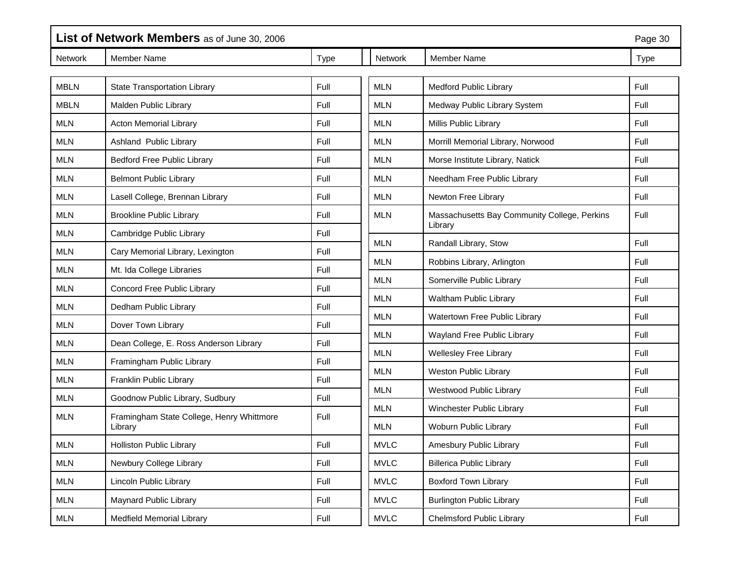## List of Network Members as of June 30, 2006

| Network | Member Name | Type |
|---|---|---|
| MBLN | State Transportation Library | Full |
| MBLN | Malden Public Library | Full |
| MLN | Acton Memorial Library | Full |
| MLN | Ashland Public Library | Full |
| MLN | Bedford Free Public Library | Full |
| MLN | Belmont Public Library | Full |
| MLN | Lasell College, Brennan Library | Full |
| MLN | Brookline Public Library | Full |
| MLN | Cambridge Public Library | Full |
| MLN | Cary Memorial Library, Lexington | Full |
| MLN | Mt. Ida College Libraries | Full |
| MLN | Concord Free Public Library | Full |
| MLN | Dedham Public Library | Full |
| MLN | Dover Town Library | Full |
| MLN | Dean College, E. Ross Anderson Library | Full |
| MLN | Framingham Public Library | Full |
| MLN | Franklin Public Library | Full |
| MLN | Goodnow Public Library, Sudbury | Full |
| MLN | Framingham State College, Henry Whittmore Library | Full |
| MLN | Holliston Public Library | Full |
| MLN | Newbury College Library | Full |
| MLN | Lincoln Public Library | Full |
| MLN | Maynard Public Library | Full |
| MLN | Medfield Memorial Library | Full |
| MLN | Medford Public Library | Full |
| MLN | Medway Public Library System | Full |
| MLN | Millis Public Library | Full |
| MLN | Morrill Memorial Library, Norwood | Full |
| MLN | Morse Institute Library, Natick | Full |
| MLN | Needham Free Public Library | Full |
| MLN | Newton Free Library | Full |
| MLN | Massachusetts Bay Community College, Perkins Library | Full |
| MLN | Randall Library, Stow | Full |
| MLN | Robbins Library, Arlington | Full |
| MLN | Somerville Public Library | Full |
| MLN | Waltham Public Library | Full |
| MLN | Watertown Free Public Library | Full |
| MLN | Wayland Free Public Library | Full |
| MLN | Wellesley Free Library | Full |
| MLN | Weston Public Library | Full |
| MLN | Westwood Public Library | Full |
| MLN | Winchester Public Library | Full |
| MLN | Woburn Public Library | Full |
| MVLC | Amesbury Public Library | Full |
| MVLC | Billerica Public Library | Full |
| MVLC | Boxford Town Library | Full |
| MVLC | Burlington Public Library | Full |
| MVLC | Chelmsford Public Library | Full |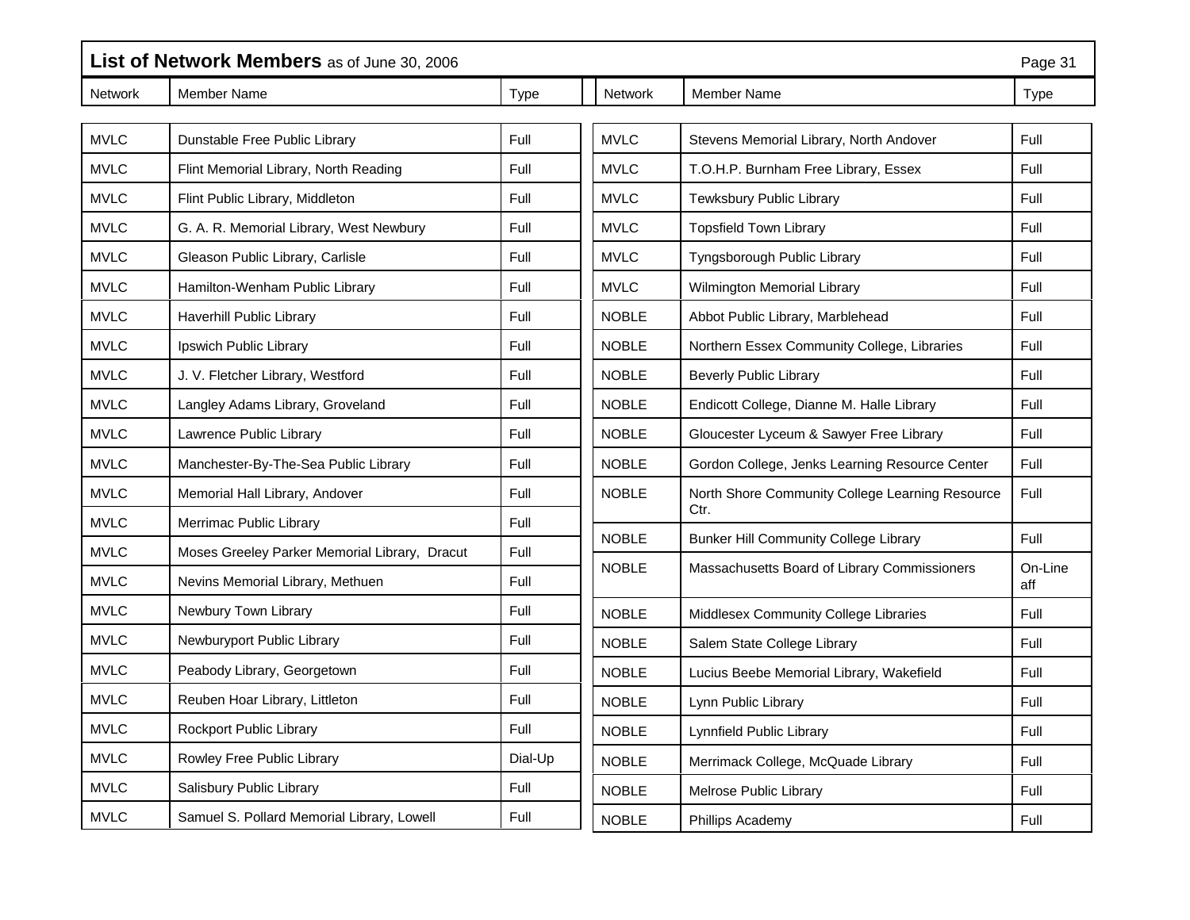## List of Network Members as of June 30, 2006

| Network | Member Name | Type |
|---|---|---|
| MVLC | Dunstable Free Public Library | Full |
| MVLC | Flint Memorial Library, North Reading | Full |
| MVLC | Flint Public Library, Middleton | Full |
| MVLC | G. A. R. Memorial Library, West Newbury | Full |
| MVLC | Gleason Public Library, Carlisle | Full |
| MVLC | Hamilton-Wenham Public Library | Full |
| MVLC | Haverhill Public Library | Full |
| MVLC | Ipswich Public Library | Full |
| MVLC | J. V. Fletcher Library, Westford | Full |
| MVLC | Langley Adams Library, Groveland | Full |
| MVLC | Lawrence Public Library | Full |
| MVLC | Manchester-By-The-Sea Public Library | Full |
| MVLC | Memorial Hall Library, Andover | Full |
| MVLC | Merrimac Public Library | Full |
| MVLC | Moses Greeley Parker Memorial Library, Dracut | Full |
| MVLC | Nevins Memorial Library, Methuen | Full |
| MVLC | Newbury Town Library | Full |
| MVLC | Newburyport Public Library | Full |
| MVLC | Peabody Library, Georgetown | Full |
| MVLC | Reuben Hoar Library, Littleton | Full |
| MVLC | Rockport Public Library | Full |
| MVLC | Rowley Free Public Library | Dial-Up |
| MVLC | Salisbury Public Library | Full |
| MVLC | Samuel S. Pollard Memorial Library, Lowell | Full |
| MVLC | Stevens Memorial Library, North Andover | Full |
| MVLC | T.O.H.P. Burnham Free Library, Essex | Full |
| MVLC | Tewksbury Public Library | Full |
| MVLC | Topsfield Town Library | Full |
| MVLC | Tyngsborough Public Library | Full |
| MVLC | Wilmington Memorial Library | Full |
| NOBLE | Abbot Public Library, Marblehead | Full |
| NOBLE | Northern Essex Community College, Libraries | Full |
| NOBLE | Beverly Public Library | Full |
| NOBLE | Endicott College, Dianne M. Halle Library | Full |
| NOBLE | Gloucester Lyceum & Sawyer Free Library | Full |
| NOBLE | Gordon College, Jenks Learning Resource Center | Full |
| NOBLE | North Shore Community College Learning Resource Ctr. | Full |
| NOBLE | Bunker Hill Community College Library | Full |
| NOBLE | Massachusetts Board of Library Commissioners | On-Line aff |
| NOBLE | Middlesex Community College Libraries | Full |
| NOBLE | Salem State College Library | Full |
| NOBLE | Lucius Beebe Memorial Library, Wakefield | Full |
| NOBLE | Lynn Public Library | Full |
| NOBLE | Lynnfield Public Library | Full |
| NOBLE | Merrimack College, McQuade Library | Full |
| NOBLE | Melrose Public Library | Full |
| NOBLE | Phillips Academy | Full |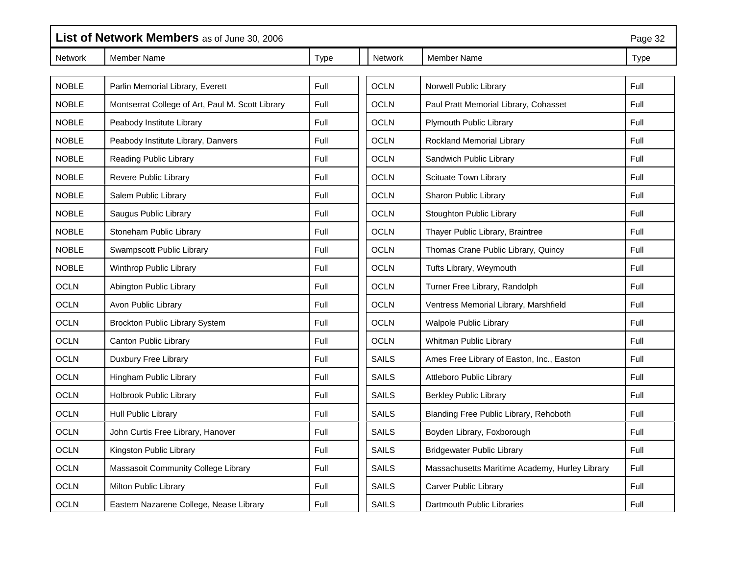## List of Network Members as of June 30, 2006

| Network | Member Name | Type |
|---|---|---|
| NOBLE | Parlin Memorial Library, Everett | Full |
| NOBLE | Montserrat College of Art, Paul M. Scott Library | Full |
| NOBLE | Peabody Institute Library | Full |
| NOBLE | Peabody Institute Library, Danvers | Full |
| NOBLE | Reading Public Library | Full |
| NOBLE | Revere Public Library | Full |
| NOBLE | Salem Public Library | Full |
| NOBLE | Saugus Public Library | Full |
| NOBLE | Stoneham Public Library | Full |
| NOBLE | Swampscott Public Library | Full |
| NOBLE | Winthrop Public Library | Full |
| OCLN | Abington Public Library | Full |
| OCLN | Avon Public Library | Full |
| OCLN | Brockton Public Library System | Full |
| OCLN | Canton Public Library | Full |
| OCLN | Duxbury Free Library | Full |
| OCLN | Hingham Public Library | Full |
| OCLN | Holbrook Public Library | Full |
| OCLN | Hull Public Library | Full |
| OCLN | John Curtis Free Library, Hanover | Full |
| OCLN | Kingston Public Library | Full |
| OCLN | Massasoit Community College Library | Full |
| OCLN | Milton Public Library | Full |
| OCLN | Eastern Nazarene College, Nease Library | Full |
| OCLN | Norwell Public Library | Full |
| OCLN | Paul Pratt Memorial Library, Cohasset | Full |
| OCLN | Plymouth Public Library | Full |
| OCLN | Rockland Memorial Library | Full |
| OCLN | Sandwich Public Library | Full |
| OCLN | Scituate Town Library | Full |
| OCLN | Sharon Public Library | Full |
| OCLN | Stoughton Public Library | Full |
| OCLN | Thayer Public Library, Braintree | Full |
| OCLN | Thomas Crane Public Library, Quincy | Full |
| OCLN | Tufts Library, Weymouth | Full |
| OCLN | Turner Free Library, Randolph | Full |
| OCLN | Ventress Memorial Library, Marshfield | Full |
| OCLN | Walpole Public Library | Full |
| OCLN | Whitman Public Library | Full |
| SAILS | Ames Free Library of Easton, Inc., Easton | Full |
| SAILS | Attleboro Public Library | Full |
| SAILS | Berkley Public Library | Full |
| SAILS | Blanding Free Public Library, Rehoboth | Full |
| SAILS | Boyden Library, Foxborough | Full |
| SAILS | Bridgewater Public Library | Full |
| SAILS | Massachusetts Maritime Academy, Hurley Library | Full |
| SAILS | Carver Public Library | Full |
| SAILS | Dartmouth Public Libraries | Full |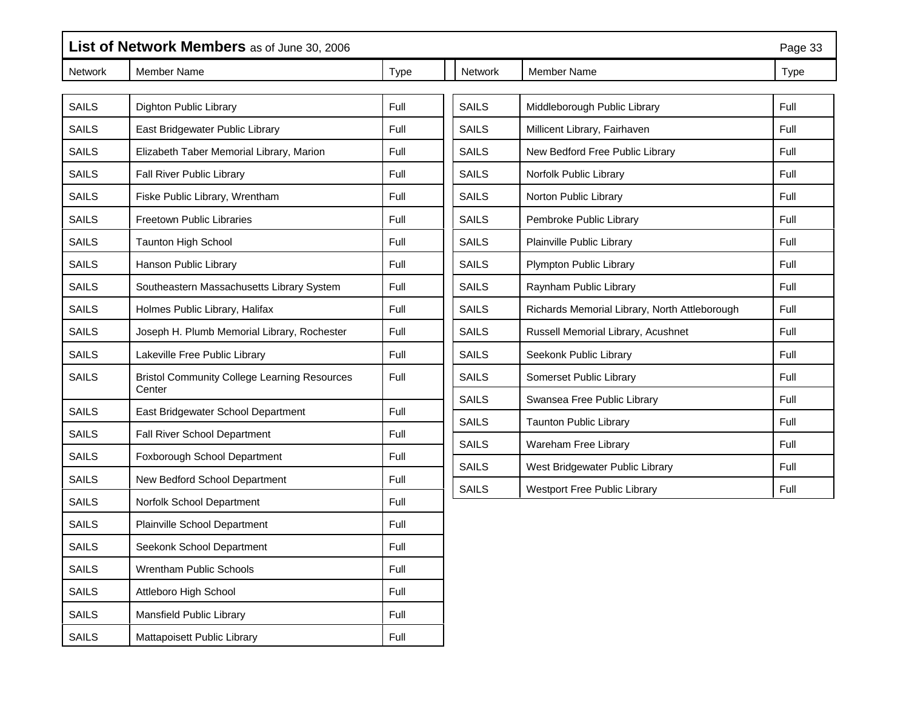## List of Network Members as of June 30, 2006

| Network | Member Name | Type |
|---|---|---|
| SAILS | Dighton Public Library | Full |
| SAILS | East Bridgewater Public Library | Full |
| SAILS | Elizabeth Taber Memorial Library, Marion | Full |
| SAILS | Fall River Public Library | Full |
| SAILS | Fiske Public Library, Wrentham | Full |
| SAILS | Freetown Public Libraries | Full |
| SAILS | Taunton High School | Full |
| SAILS | Hanson Public Library | Full |
| SAILS | Southeastern Massachusetts Library System | Full |
| SAILS | Holmes Public Library, Halifax | Full |
| SAILS | Joseph H. Plumb Memorial Library, Rochester | Full |
| SAILS | Lakeville Free Public Library | Full |
| SAILS | Bristol Community College Learning Resources Center | Full |
| SAILS | East Bridgewater School Department | Full |
| SAILS | Fall River School Department | Full |
| SAILS | Foxborough School Department | Full |
| SAILS | New Bedford School Department | Full |
| SAILS | Norfolk School Department | Full |
| SAILS | Plainville School Department | Full |
| SAILS | Seekonk School Department | Full |
| SAILS | Wrentham Public Schools | Full |
| SAILS | Attleboro High School | Full |
| SAILS | Mansfield Public Library | Full |
| SAILS | Mattapoisett Public Library | Full |
| SAILS | Middleborough Public Library | Full |
| SAILS | Millicent Library, Fairhaven | Full |
| SAILS | New Bedford Free Public Library | Full |
| SAILS | Norfolk Public Library | Full |
| SAILS | Norton Public Library | Full |
| SAILS | Pembroke Public Library | Full |
| SAILS | Plainville Public Library | Full |
| SAILS | Plympton Public Library | Full |
| SAILS | Raynham Public Library | Full |
| SAILS | Richards Memorial Library, North Attleborough | Full |
| SAILS | Russell Memorial Library, Acushnet | Full |
| SAILS | Seekonk Public Library | Full |
| SAILS | Somerset Public Library | Full |
| SAILS | Swansea Free Public Library | Full |
| SAILS | Taunton Public Library | Full |
| SAILS | Wareham Free Library | Full |
| SAILS | West Bridgewater Public Library | Full |
| SAILS | Westport Free Public Library | Full |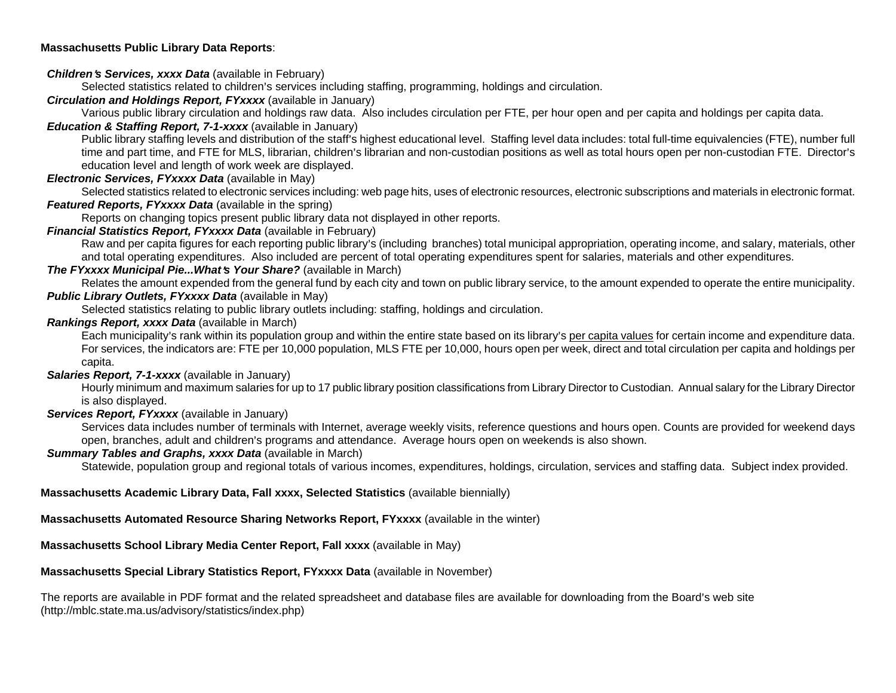**Massachusetts Public Library Data Reports**:

***Children's Services, xxxx Data*** (available in February)
Selected statistics related to children's services including staffing, programming, holdings and circulation.

***Circulation and Holdings Report, FYxxxx*** (available in January)
Various public library circulation and holdings raw data. Also includes circulation per FTE, per hour open and per capita and holdings per capita data.

***Education & Staffing Report, 7-1-xxxx*** (available in January)
Public library staffing levels and distribution of the staff's highest educational level. Staffing level data includes: total full-time equivalencies (FTE), number full time and part time, and FTE for MLS, librarian, children's librarian and non-custodian positions as well as total hours open per non-custodian FTE. Director's education level and length of work week are displayed.

***Electronic Services, FYxxxx Data*** (available in May)
Selected statistics related to electronic services including: web page hits, uses of electronic resources, electronic subscriptions and materials in electronic format.

***Featured Reports, FYxxxx Data*** (available in the spring)
Reports on changing topics present public library data not displayed in other reports.

***Financial Statistics Report, FYxxxx Data*** (available in February)
Raw and per capita figures for each reporting public library's (including branches) total municipal appropriation, operating income, and salary, materials, other and total operating expenditures. Also included are percent of total operating expenditures spent for salaries, materials and other expenditures.

***The FYxxxx Municipal Pie...What's Your Share?*** (available in March)
Relates the amount expended from the general fund by each city and town on public library service, to the amount expended to operate the entire municipality.

***Public Library Outlets, FYxxxx Data*** (available in May)
Selected statistics relating to public library outlets including: staffing, holdings and circulation.

***Rankings Report, xxxx Data*** (available in March)
Each municipality's rank within its population group and within the entire state based on its library's per capita values for certain income and expenditure data. For services, the indicators are: FTE per 10,000 population, MLS FTE per 10,000, hours open per week, direct and total circulation per capita and holdings per capita.

***Salaries Report, 7-1-xxxx*** (available in January)
Hourly minimum and maximum salaries for up to 17 public library position classifications from Library Director to Custodian. Annual salary for the Library Director is also displayed.

***Services Report, FYxxxx*** (available in January)
Services data includes number of terminals with Internet, average weekly visits, reference questions and hours open. Counts are provided for weekend days open, branches, adult and children's programs and attendance. Average hours open on weekends is also shown.

***Summary Tables and Graphs, xxxx Data*** (available in March)
Statewide, population group and regional totals of various incomes, expenditures, holdings, circulation, services and staffing data. Subject index provided.

**Massachusetts Academic Library Data, Fall xxxx, Selected Statistics** (available biennially)

**Massachusetts Automated Resource Sharing Networks Report, FYxxxx** (available in the winter)

**Massachusetts School Library Media Center Report, Fall xxxx** (available in May)

**Massachusetts Special Library Statistics Report, FYxxxx Data** (available in November)

The reports are available in PDF format and the related spreadsheet and database files are available for downloading from the Board's web site (http://mblc.state.ma.us/advisory/statistics/index.php)